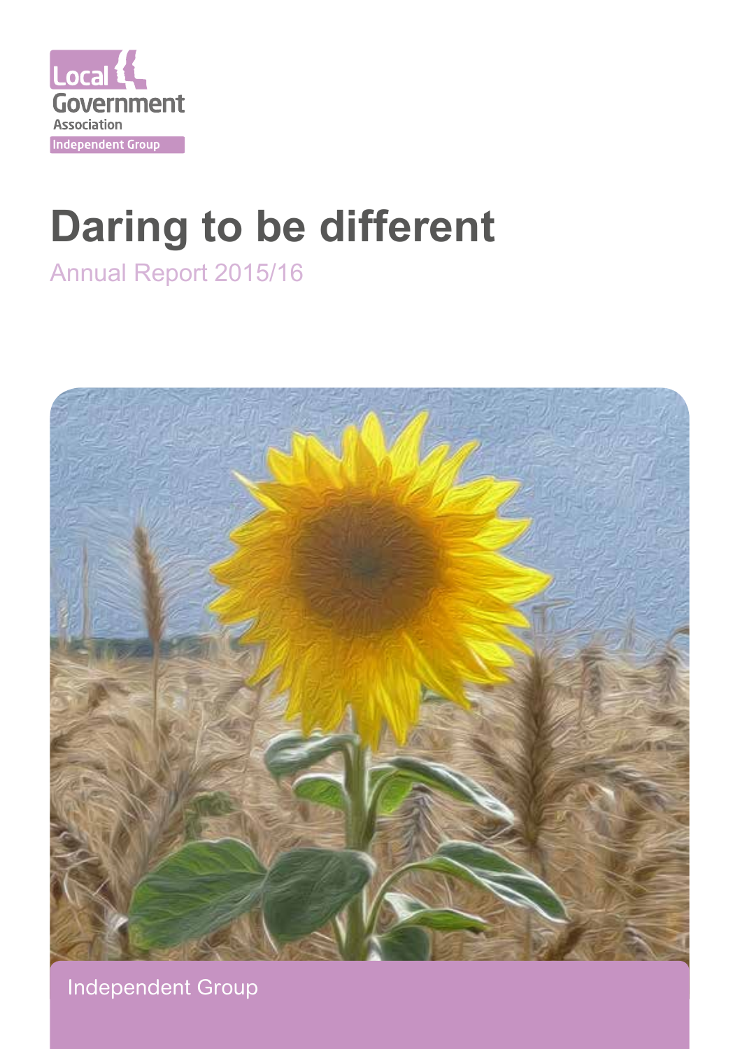Local Government Association

Independent Group

# Daring to be different

Annual Report 2015/16

Independent Group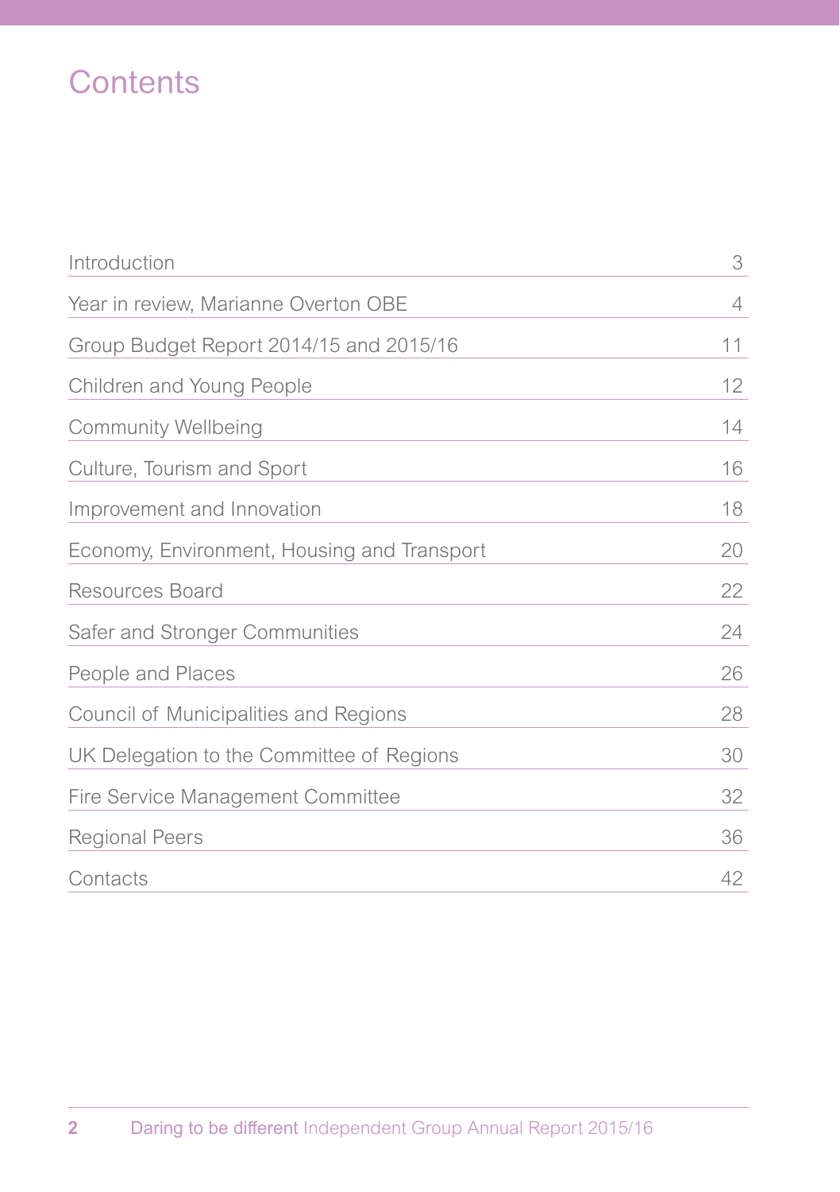# Contents

| | |
|---|---|
| Introduction | 3 |
| Year in review, Marianne Overton OBE | 4 |
| Group Budget Report 2014/15 and 2015/16 | 11 |
| Children and Young People | 12 |
| Community Wellbeing | 14 |
| Culture, Tourism and Sport | 16 |
| Improvement and Innovation | 18 |
| Economy, Environment, Housing and Transport | 20 |
| Resources Board | 22 |
| Safer and Stronger Communities | 24 |
| People and Places | 26 |
| Council of Municipalities and Regions | 28 |
| UK Delegation to the Committee of Regions | 30 |
| Fire Service Management Committee | 32 |
| Regional Peers | 36 |
| Contacts | 42 |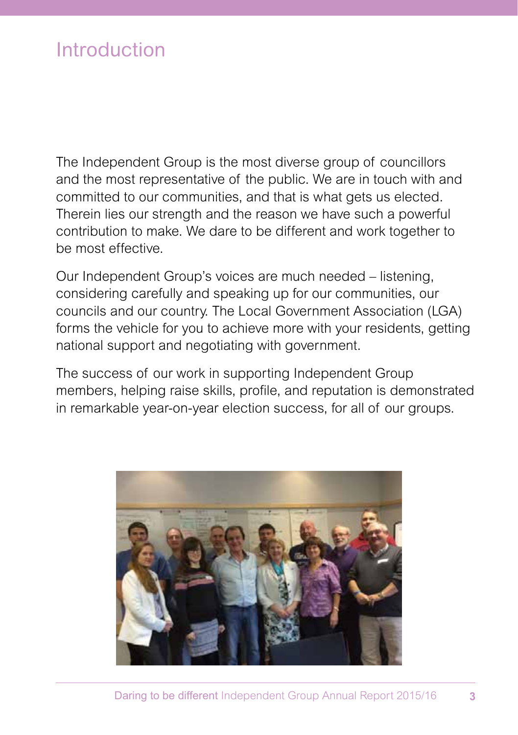# Introduction

The Independent Group is the most diverse group of councillors and the most representative of the public. We are in touch with and committed to our communities, and that is what gets us elected. Therein lies our strength and the reason we have such a powerful contribution to make. We dare to be different and work together to be most effective.

Our Independent Group's voices are much needed – listening, considering carefully and speaking up for our communities, our councils and our country. The Local Government Association (LGA) forms the vehicle for you to achieve more with your residents, getting national support and negotiating with government.

The success of our work in supporting Independent Group members, helping raise skills, profile, and reputation is demonstrated in remarkable year-on-year election success, for all of our groups.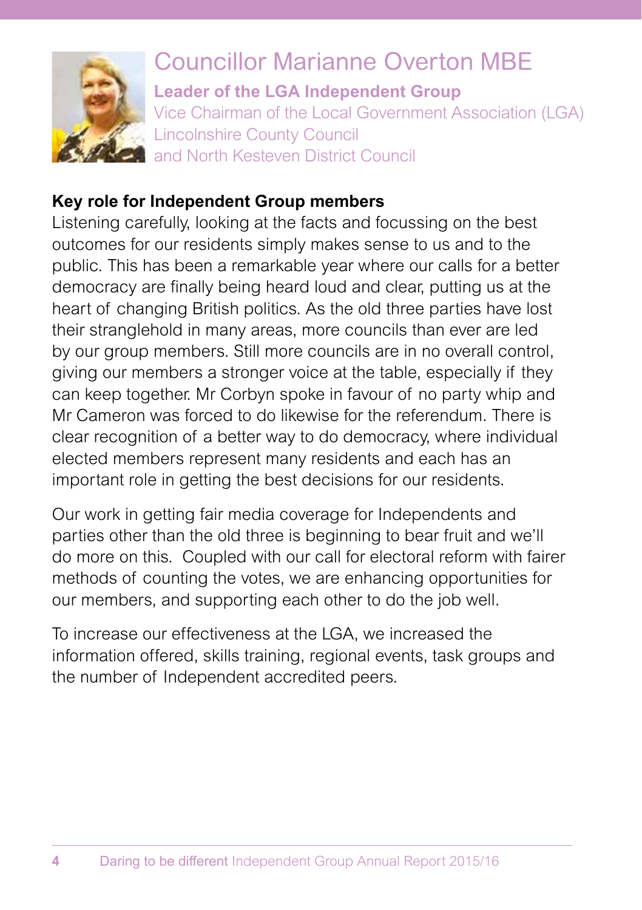# Councillor Marianne Overton MBE

**Leader of the LGA Independent Group**
Vice Chairman of the Local Government Association (LGA)
Lincolnshire County Council
and North Kesteven District Council

**Key role for Independent Group members**

Listening carefully, looking at the facts and focussing on the best outcomes for our residents simply makes sense to us and to the public. This has been a remarkable year where our calls for a better democracy are finally being heard loud and clear, putting us at the heart of changing British politics. As the old three parties have lost their stranglehold in many areas, more councils than ever are led by our group members. Still more councils are in no overall control, giving our members a stronger voice at the table, especially if they can keep together. Mr Corbyn spoke in favour of no party whip and Mr Cameron was forced to do likewise for the referendum. There is clear recognition of a better way to do democracy, where individual elected members represent many residents and each has an important role in getting the best decisions for our residents.

Our work in getting fair media coverage for Independents and parties other than the old three is beginning to bear fruit and we'll do more on this. Coupled with our call for electoral reform with fairer methods of counting the votes, we are enhancing opportunities for our members, and supporting each other to do the job well.

To increase our effectiveness at the LGA, we increased the information offered, skills training, regional events, task groups and the number of Independent accredited peers.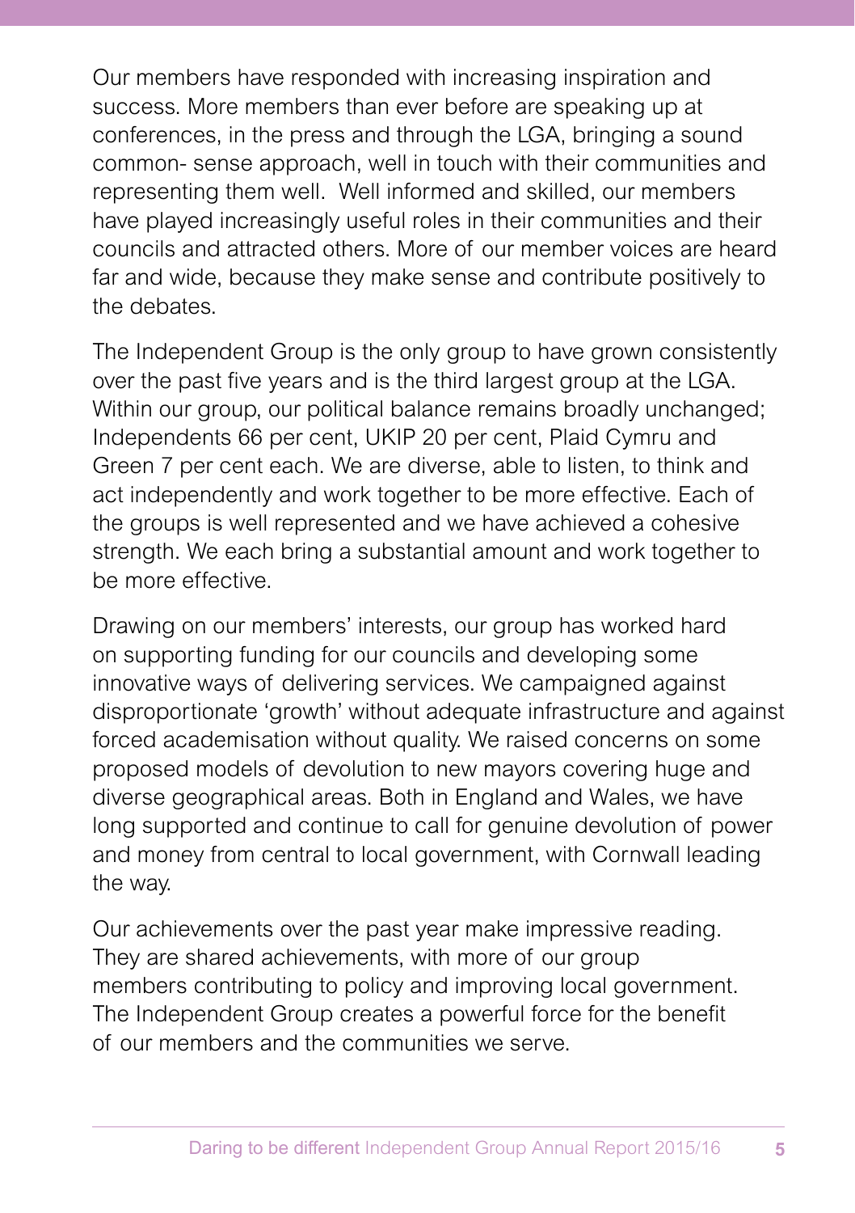Our members have responded with increasing inspiration and success. More members than ever before are speaking up at conferences, in the press and through the LGA, bringing a sound common- sense approach, well in touch with their communities and representing them well. Well informed and skilled, our members have played increasingly useful roles in their communities and their councils and attracted others. More of our member voices are heard far and wide, because they make sense and contribute positively to the debates.

The Independent Group is the only group to have grown consistently over the past five years and is the third largest group at the LGA. Within our group, our political balance remains broadly unchanged; Independents 66 per cent, UKIP 20 per cent, Plaid Cymru and Green 7 per cent each. We are diverse, able to listen, to think and act independently and work together to be more effective. Each of the groups is well represented and we have achieved a cohesive strength. We each bring a substantial amount and work together to be more effective.

Drawing on our members' interests, our group has worked hard on supporting funding for our councils and developing some innovative ways of delivering services. We campaigned against disproportionate 'growth' without adequate infrastructure and against forced academisation without quality. We raised concerns on some proposed models of devolution to new mayors covering huge and diverse geographical areas. Both in England and Wales, we have long supported and continue to call for genuine devolution of power and money from central to local government, with Cornwall leading the way.

Our achievements over the past year make impressive reading. They are shared achievements, with more of our group members contributing to policy and improving local government. The Independent Group creates a powerful force for the benefit of our members and the communities we serve.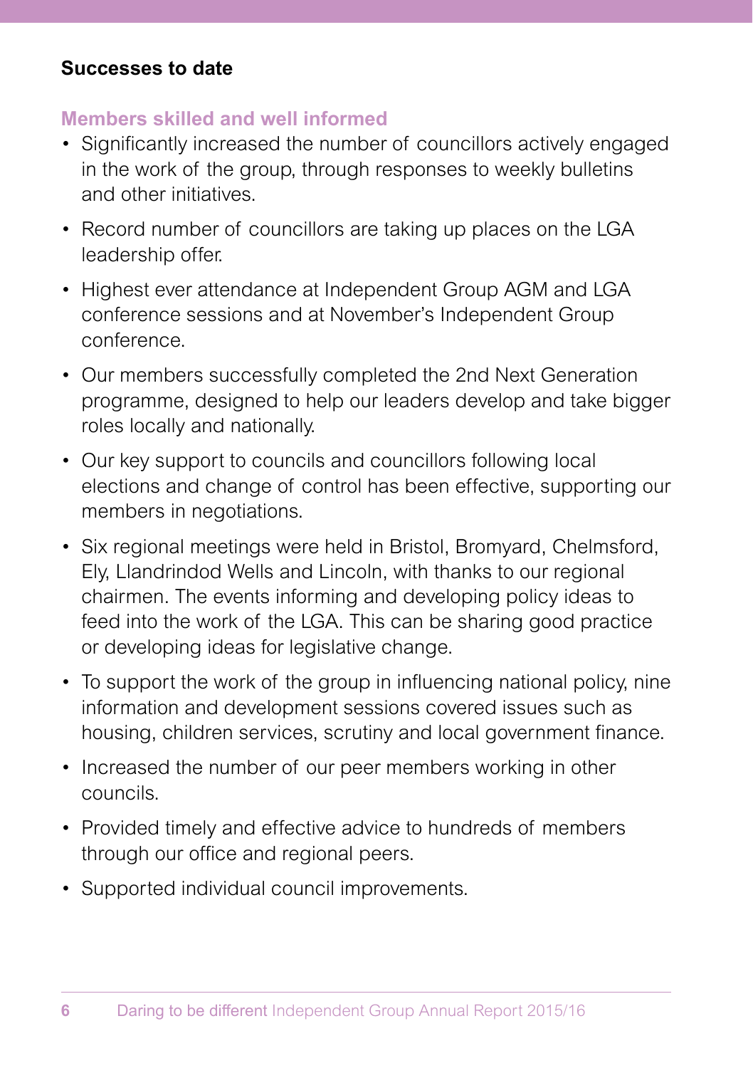**Successes to date**

## Members skilled and well informed

- Significantly increased the number of councillors actively engaged in the work of the group, through responses to weekly bulletins and other initiatives.
- Record number of councillors are taking up places on the LGA leadership offer.
- Highest ever attendance at Independent Group AGM and LGA conference sessions and at November's Independent Group conference.
- Our members successfully completed the 2nd Next Generation programme, designed to help our leaders develop and take bigger roles locally and nationally.
- Our key support to councils and councillors following local elections and change of control has been effective, supporting our members in negotiations.
- Six regional meetings were held in Bristol, Bromyard, Chelmsford, Ely, Llandrindod Wells and Lincoln, with thanks to our regional chairmen. The events informing and developing policy ideas to feed into the work of the LGA. This can be sharing good practice or developing ideas for legislative change.
- To support the work of the group in influencing national policy, nine information and development sessions covered issues such as housing, children services, scrutiny and local government finance.
- Increased the number of our peer members working in other councils.
- Provided timely and effective advice to hundreds of members through our office and regional peers.
- Supported individual council improvements.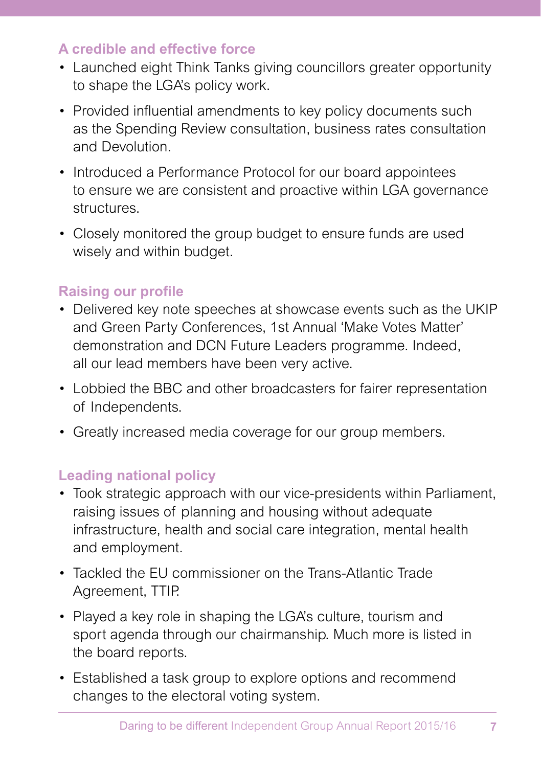### A credible and effective force

- Launched eight Think Tanks giving councillors greater opportunity to shape the LGA's policy work.
- Provided influential amendments to key policy documents such as the Spending Review consultation, business rates consultation and Devolution.
- Introduced a Performance Protocol for our board appointees to ensure we are consistent and proactive within LGA governance structures.
- Closely monitored the group budget to ensure funds are used wisely and within budget.

### Raising our profile

- Delivered key note speeches at showcase events such as the UKIP and Green Party Conferences, 1st Annual 'Make Votes Matter' demonstration and DCN Future Leaders programme. Indeed, all our lead members have been very active.
- Lobbied the BBC and other broadcasters for fairer representation of Independents.
- Greatly increased media coverage for our group members.

### Leading national policy

- Took strategic approach with our vice-presidents within Parliament, raising issues of planning and housing without adequate infrastructure, health and social care integration, mental health and employment.
- Tackled the EU commissioner on the Trans-Atlantic Trade Agreement, TTIP.
- Played a key role in shaping the LGA's culture, tourism and sport agenda through our chairmanship. Much more is listed in the board reports.
- Established a task group to explore options and recommend changes to the electoral voting system.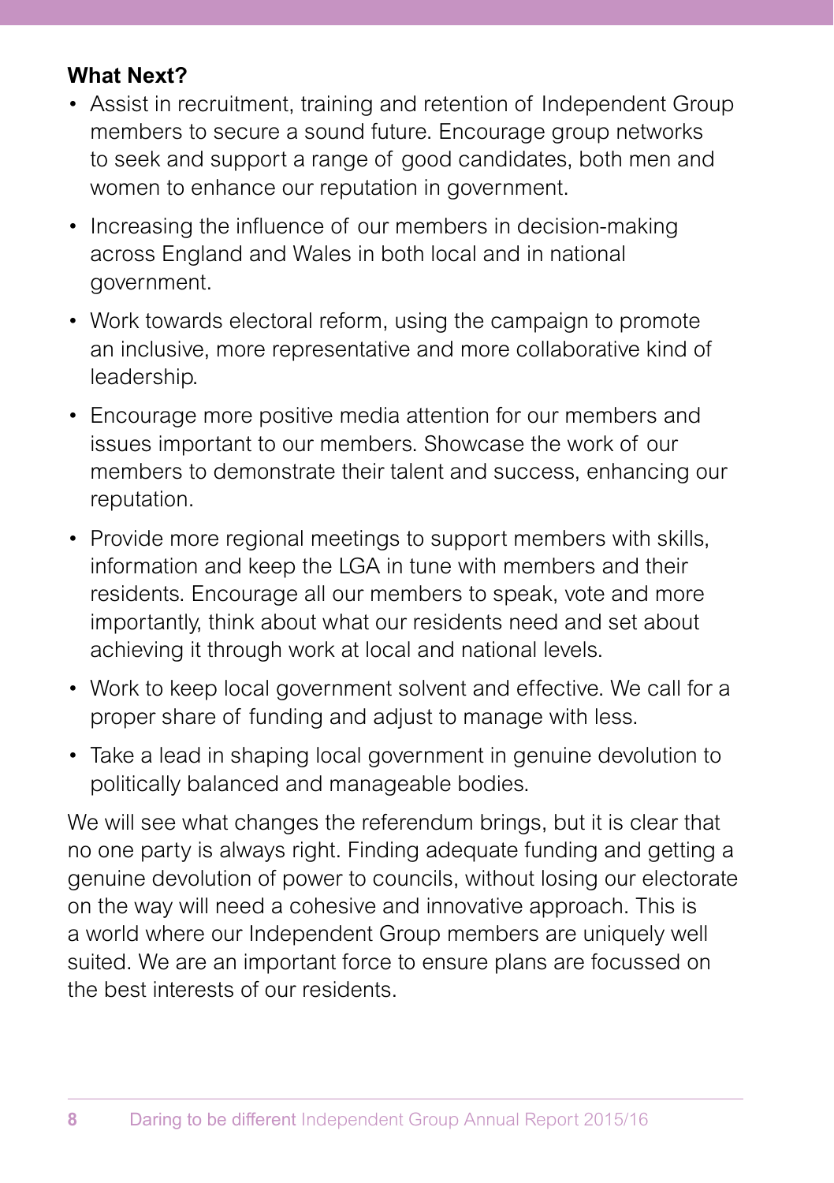**What Next?**

- Assist in recruitment, training and retention of Independent Group members to secure a sound future. Encourage group networks to seek and support a range of good candidates, both men and women to enhance our reputation in government.
- Increasing the influence of our members in decision-making across England and Wales in both local and in national government.
- Work towards electoral reform, using the campaign to promote an inclusive, more representative and more collaborative kind of leadership.
- Encourage more positive media attention for our members and issues important to our members. Showcase the work of our members to demonstrate their talent and success, enhancing our reputation.
- Provide more regional meetings to support members with skills, information and keep the LGA in tune with members and their residents. Encourage all our members to speak, vote and more importantly, think about what our residents need and set about achieving it through work at local and national levels.
- Work to keep local government solvent and effective. We call for a proper share of funding and adjust to manage with less.
- Take a lead in shaping local government in genuine devolution to politically balanced and manageable bodies.

We will see what changes the referendum brings, but it is clear that no one party is always right. Finding adequate funding and getting a genuine devolution of power to councils, without losing our electorate on the way will need a cohesive and innovative approach. This is a world where our Independent Group members are uniquely well suited. We are an important force to ensure plans are focussed on the best interests of our residents.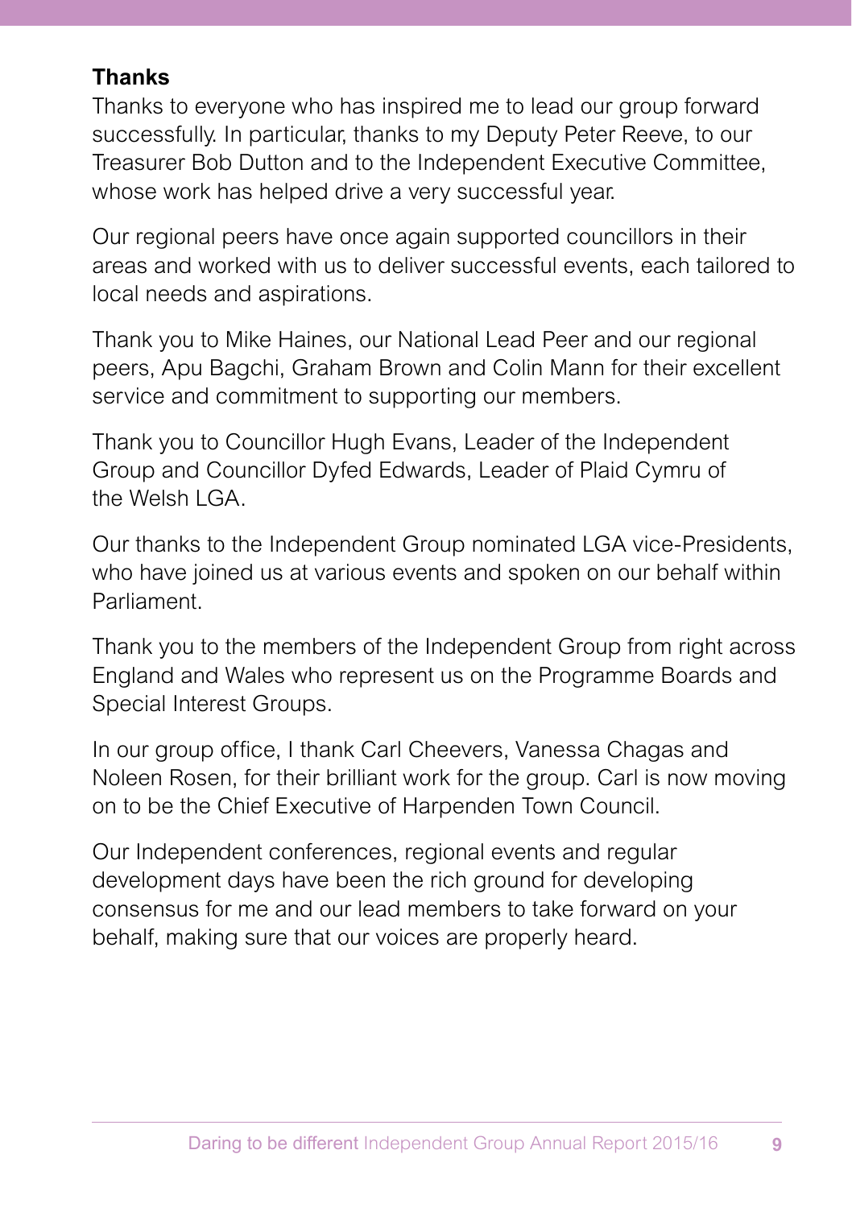**Thanks**

Thanks to everyone who has inspired me to lead our group forward successfully. In particular, thanks to my Deputy Peter Reeve, to our Treasurer Bob Dutton and to the Independent Executive Committee, whose work has helped drive a very successful year.

Our regional peers have once again supported councillors in their areas and worked with us to deliver successful events, each tailored to local needs and aspirations.

Thank you to Mike Haines, our National Lead Peer and our regional peers, Apu Bagchi, Graham Brown and Colin Mann for their excellent service and commitment to supporting our members.

Thank you to Councillor Hugh Evans, Leader of the Independent Group and Councillor Dyfed Edwards, Leader of Plaid Cymru of the Welsh LGA.

Our thanks to the Independent Group nominated LGA vice-Presidents, who have joined us at various events and spoken on our behalf within Parliament.

Thank you to the members of the Independent Group from right across England and Wales who represent us on the Programme Boards and Special Interest Groups.

In our group office, I thank Carl Cheevers, Vanessa Chagas and Noleen Rosen, for their brilliant work for the group. Carl is now moving on to be the Chief Executive of Harpenden Town Council.

Our Independent conferences, regional events and regular development days have been the rich ground for developing consensus for me and our lead members to take forward on your behalf, making sure that our voices are properly heard.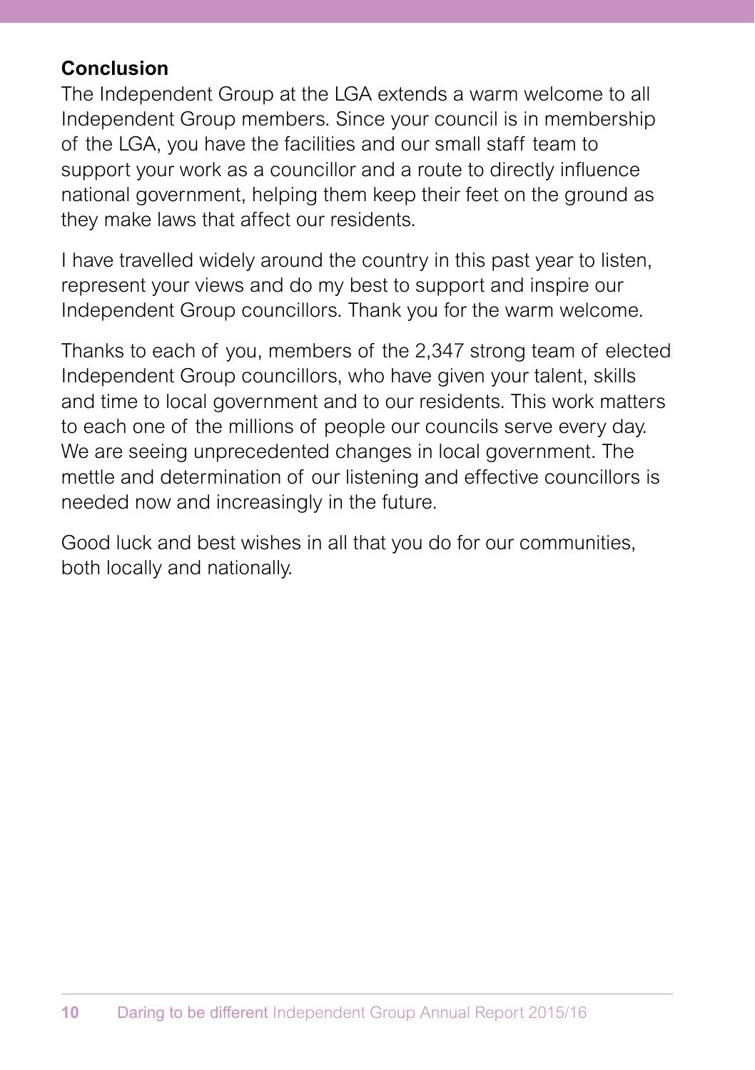## Conclusion

The Independent Group at the LGA extends a warm welcome to all Independent Group members. Since your council is in membership of the LGA, you have the facilities and our small staff team to support your work as a councillor and a route to directly influence national government, helping them keep their feet on the ground as they make laws that affect our residents.

I have travelled widely around the country in this past year to listen, represent your views and do my best to support and inspire our Independent Group councillors. Thank you for the warm welcome.

Thanks to each of you, members of the 2,347 strong team of elected Independent Group councillors, who have given your talent, skills and time to local government and to our residents. This work matters to each one of the millions of people our councils serve every day. We are seeing unprecedented changes in local government. The mettle and determination of our listening and effective councillors is needed now and increasingly in the future.

Good luck and best wishes in all that you do for our communities, both locally and nationally.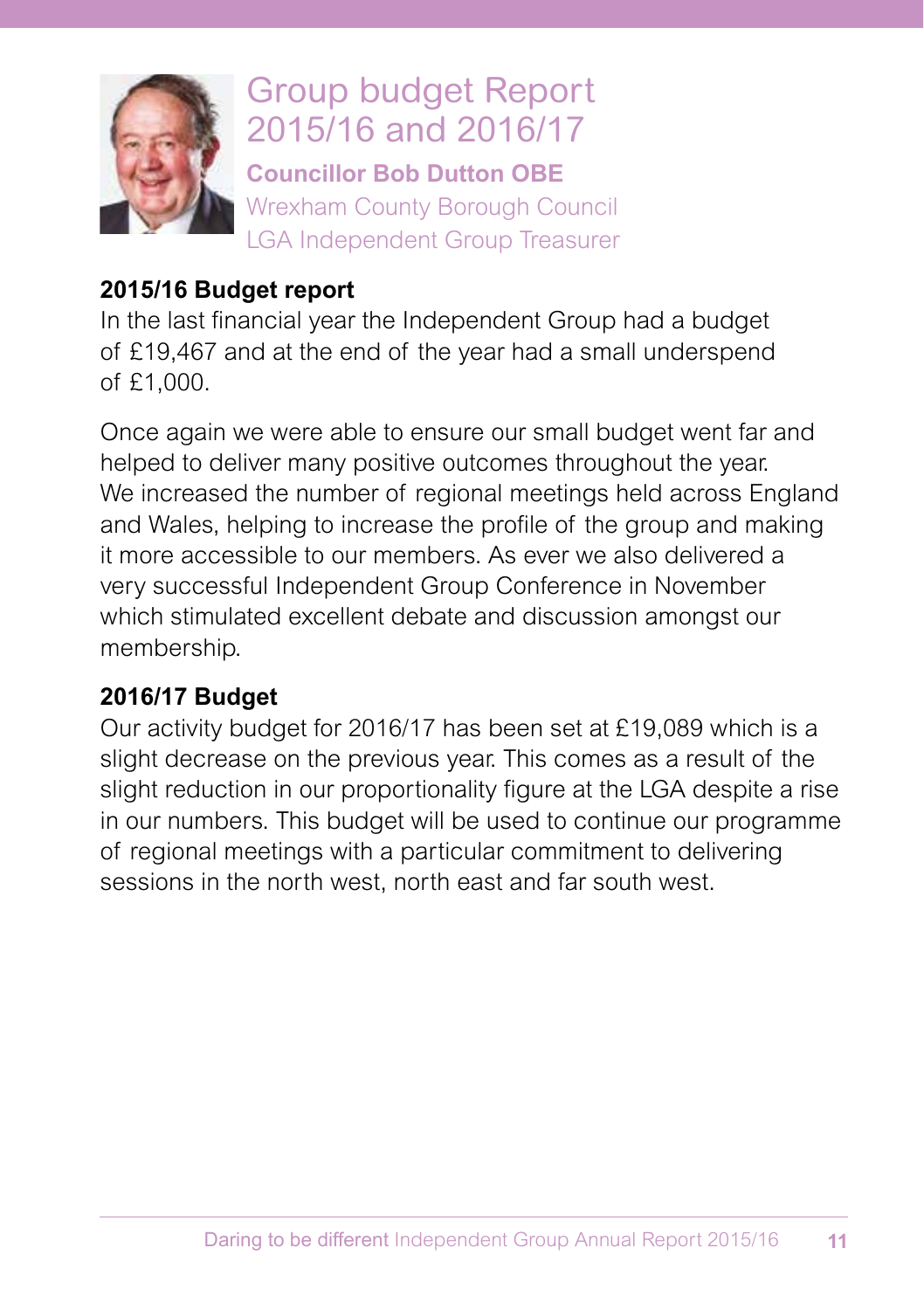# Group budget Report 2015/16 and 2016/17

**Councillor Bob Dutton OBE**
Wrexham County Borough Council
LGA Independent Group Treasurer

## 2015/16 Budget report

In the last financial year the Independent Group had a budget of £19,467 and at the end of the year had a small underspend of £1,000.

Once again we were able to ensure our small budget went far and helped to deliver many positive outcomes throughout the year. We increased the number of regional meetings held across England and Wales, helping to increase the profile of the group and making it more accessible to our members. As ever we also delivered a very successful Independent Group Conference in November which stimulated excellent debate and discussion amongst our membership.

## 2016/17 Budget

Our activity budget for 2016/17 has been set at £19,089 which is a slight decrease on the previous year. This comes as a result of the slight reduction in our proportionality figure at the LGA despite a rise in our numbers. This budget will be used to continue our programme of regional meetings with a particular commitment to delivering sessions in the north west, north east and far south west.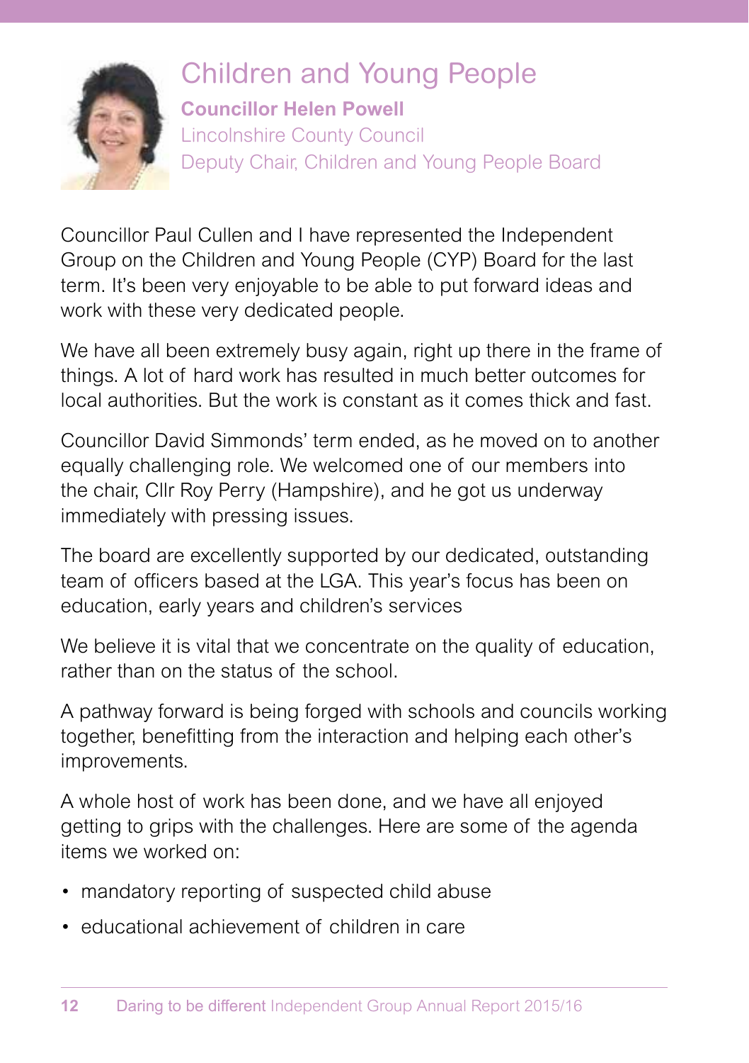# Children and Young People

**Councillor Helen Powell**

Lincolnshire County Council

Deputy Chair, Children and Young People Board

Councillor Paul Cullen and I have represented the Independent Group on the Children and Young People (CYP) Board for the last term. It's been very enjoyable to be able to put forward ideas and work with these very dedicated people.

We have all been extremely busy again, right up there in the frame of things. A lot of hard work has resulted in much better outcomes for local authorities. But the work is constant as it comes thick and fast.

Councillor David Simmonds' term ended, as he moved on to another equally challenging role. We welcomed one of our members into the chair, Cllr Roy Perry (Hampshire), and he got us underway immediately with pressing issues.

The board are excellently supported by our dedicated, outstanding team of officers based at the LGA. This year's focus has been on education, early years and children's services

We believe it is vital that we concentrate on the quality of education, rather than on the status of the school.

A pathway forward is being forged with schools and councils working together, benefitting from the interaction and helping each other's improvements.

A whole host of work has been done, and we have all enjoyed getting to grips with the challenges. Here are some of the agenda items we worked on:

- mandatory reporting of suspected child abuse
- educational achievement of children in care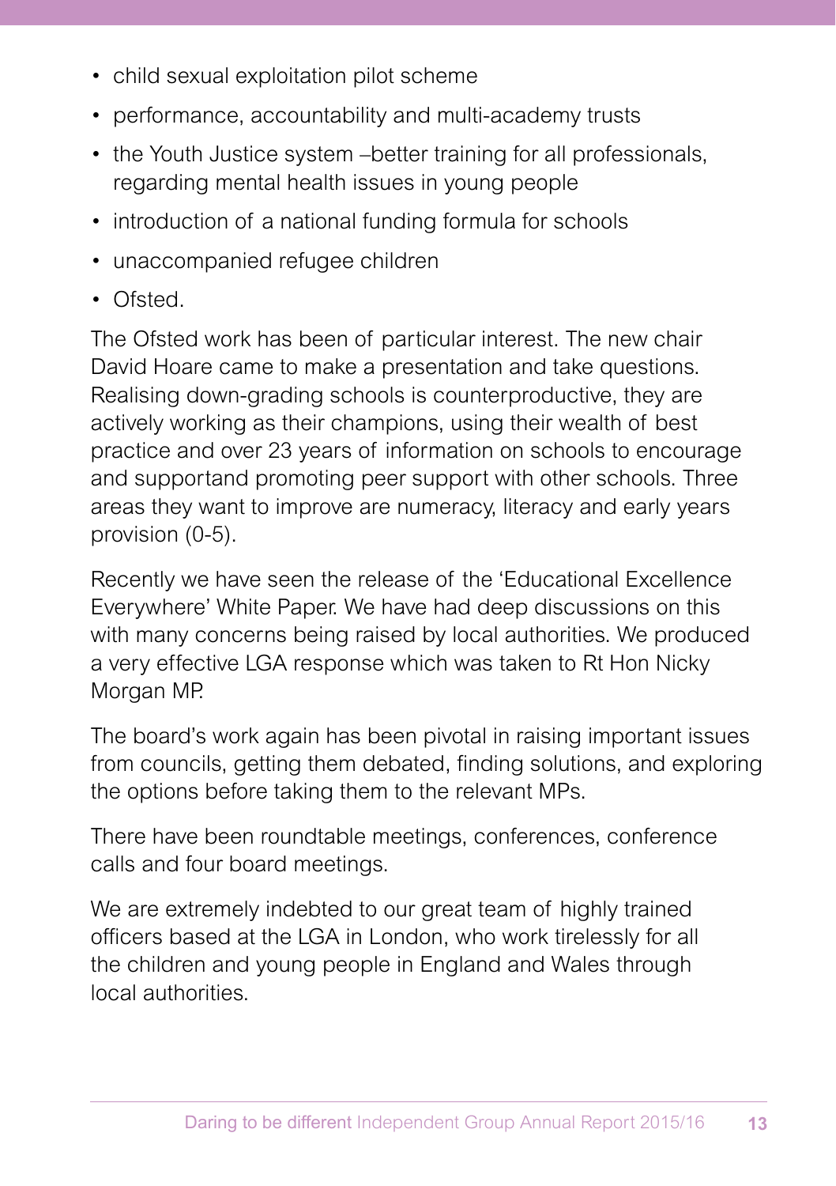- child sexual exploitation pilot scheme
- performance, accountability and multi-academy trusts
- the Youth Justice system –better training for all professionals, regarding mental health issues in young people
- introduction of a national funding formula for schools
- unaccompanied refugee children
- Ofsted.

The Ofsted work has been of particular interest. The new chair David Hoare came to make a presentation and take questions. Realising down-grading schools is counterproductive, they are actively working as their champions, using their wealth of best practice and over 23 years of information on schools to encourage and supportand promoting peer support with other schools. Three areas they want to improve are numeracy, literacy and early years provision (0-5).

Recently we have seen the release of the 'Educational Excellence Everywhere' White Paper. We have had deep discussions on this with many concerns being raised by local authorities. We produced a very effective LGA response which was taken to Rt Hon Nicky Morgan MP.

The board's work again has been pivotal in raising important issues from councils, getting them debated, finding solutions, and exploring the options before taking them to the relevant MPs.

There have been roundtable meetings, conferences, conference calls and four board meetings.

We are extremely indebted to our great team of highly trained officers based at the LGA in London, who work tirelessly for all the children and young people in England and Wales through local authorities.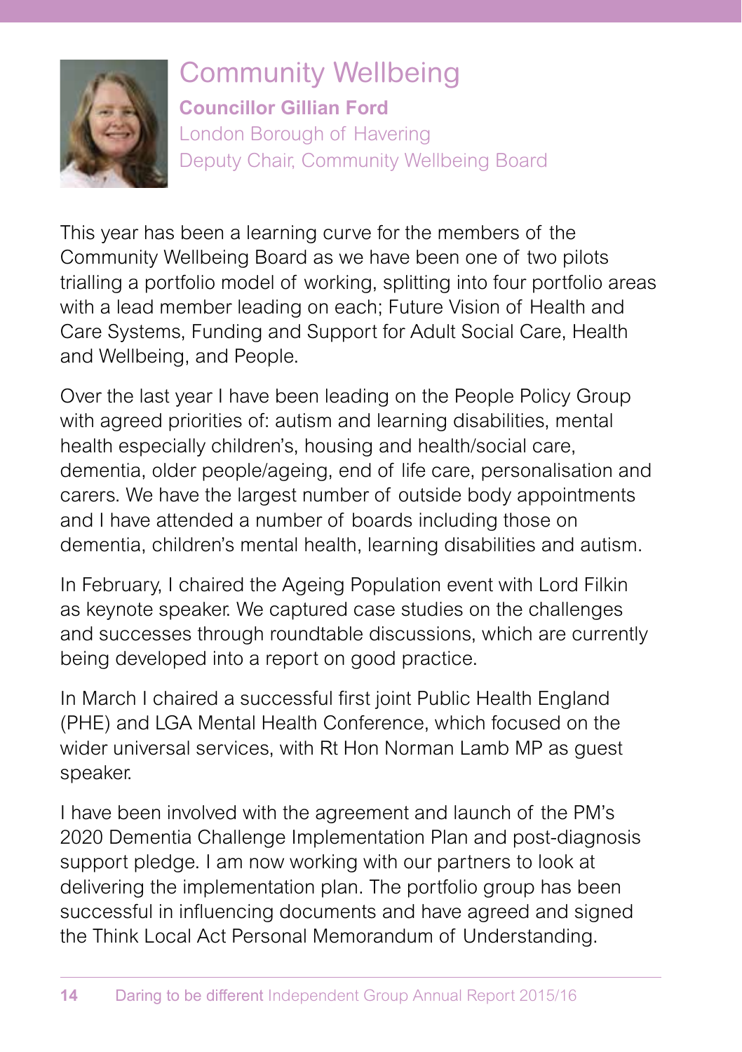# Community Wellbeing

**Councillor Gillian Ford**
London Borough of Havering
Deputy Chair, Community Wellbeing Board

This year has been a learning curve for the members of the Community Wellbeing Board as we have been one of two pilots trialling a portfolio model of working, splitting into four portfolio areas with a lead member leading on each; Future Vision of Health and Care Systems, Funding and Support for Adult Social Care, Health and Wellbeing, and People.

Over the last year I have been leading on the People Policy Group with agreed priorities of: autism and learning disabilities, mental health especially children's, housing and health/social care, dementia, older people/ageing, end of life care, personalisation and carers. We have the largest number of outside body appointments and I have attended a number of boards including those on dementia, children's mental health, learning disabilities and autism.

In February, I chaired the Ageing Population event with Lord Filkin as keynote speaker. We captured case studies on the challenges and successes through roundtable discussions, which are currently being developed into a report on good practice.

In March I chaired a successful first joint Public Health England (PHE) and LGA Mental Health Conference, which focused on the wider universal services, with Rt Hon Norman Lamb MP as guest speaker.

I have been involved with the agreement and launch of the PM's 2020 Dementia Challenge Implementation Plan and post-diagnosis support pledge. I am now working with our partners to look at delivering the implementation plan. The portfolio group has been successful in influencing documents and have agreed and signed the Think Local Act Personal Memorandum of Understanding.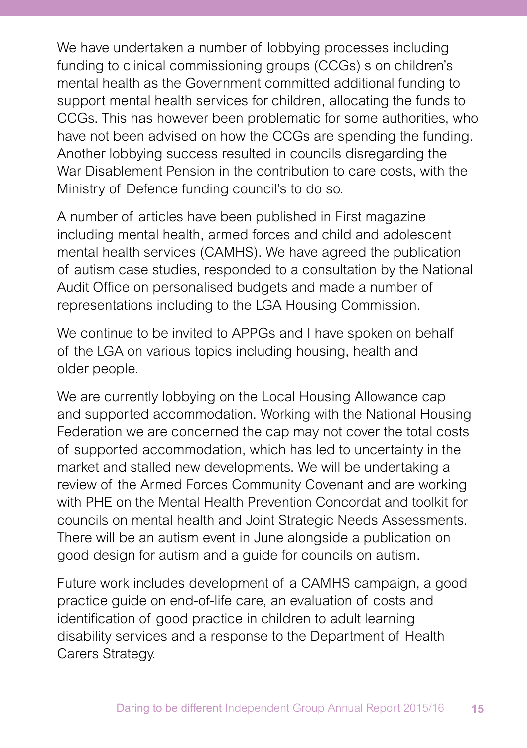We have undertaken a number of lobbying processes including funding to clinical commissioning groups (CCGs) s on children's mental health as the Government committed additional funding to support mental health services for children, allocating the funds to CCGs. This has however been problematic for some authorities, who have not been advised on how the CCGs are spending the funding. Another lobbying success resulted in councils disregarding the War Disablement Pension in the contribution to care costs, with the Ministry of Defence funding council's to do so.

A number of articles have been published in First magazine including mental health, armed forces and child and adolescent mental health services (CAMHS). We have agreed the publication of autism case studies, responded to a consultation by the National Audit Office on personalised budgets and made a number of representations including to the LGA Housing Commission.

We continue to be invited to APPGs and I have spoken on behalf of the LGA on various topics including housing, health and older people.

We are currently lobbying on the Local Housing Allowance cap and supported accommodation. Working with the National Housing Federation we are concerned the cap may not cover the total costs of supported accommodation, which has led to uncertainty in the market and stalled new developments. We will be undertaking a review of the Armed Forces Community Covenant and are working with PHE on the Mental Health Prevention Concordat and toolkit for councils on mental health and Joint Strategic Needs Assessments. There will be an autism event in June alongside a publication on good design for autism and a guide for councils on autism.

Future work includes development of a CAMHS campaign, a good practice guide on end-of-life care, an evaluation of costs and identification of good practice in children to adult learning disability services and a response to the Department of Health Carers Strategy.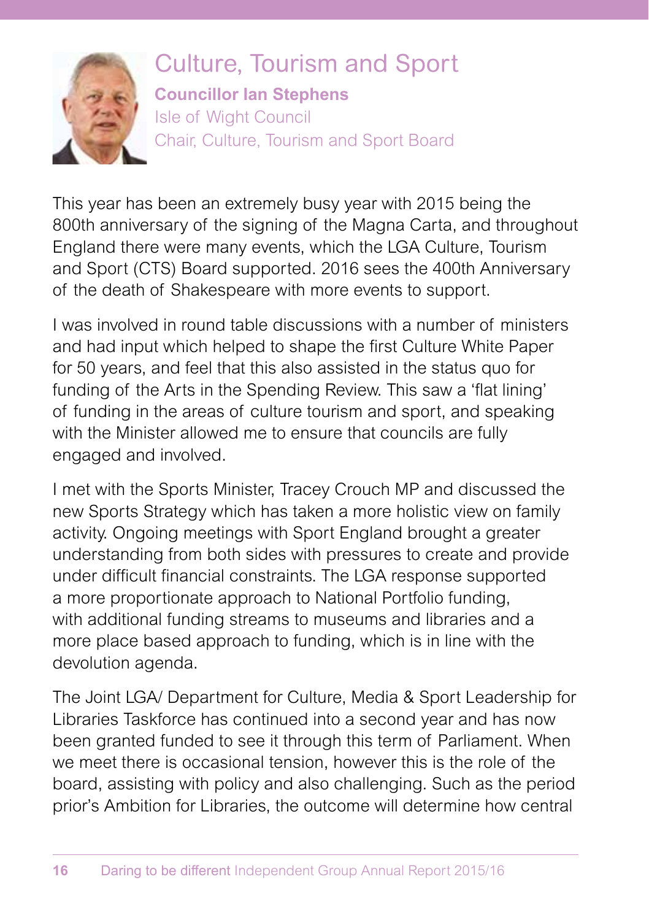# Culture, Tourism and Sport

**Councillor Ian Stephens**
Isle of Wight Council
Chair, Culture, Tourism and Sport Board

This year has been an extremely busy year with 2015 being the 800th anniversary of the signing of the Magna Carta, and throughout England there were many events, which the LGA Culture, Tourism and Sport (CTS) Board supported. 2016 sees the 400th Anniversary of the death of Shakespeare with more events to support.

I was involved in round table discussions with a number of ministers and had input which helped to shape the first Culture White Paper for 50 years, and feel that this also assisted in the status quo for funding of the Arts in the Spending Review. This saw a 'flat lining' of funding in the areas of culture tourism and sport, and speaking with the Minister allowed me to ensure that councils are fully engaged and involved.

I met with the Sports Minister, Tracey Crouch MP and discussed the new Sports Strategy which has taken a more holistic view on family activity. Ongoing meetings with Sport England brought a greater understanding from both sides with pressures to create and provide under difficult financial constraints. The LGA response supported a more proportionate approach to National Portfolio funding, with additional funding streams to museums and libraries and a more place based approach to funding, which is in line with the devolution agenda.

The Joint LGA/ Department for Culture, Media & Sport Leadership for Libraries Taskforce has continued into a second year and has now been granted funded to see it through this term of Parliament. When we meet there is occasional tension, however this is the role of the board, assisting with policy and also challenging. Such as the period prior's Ambition for Libraries, the outcome will determine how central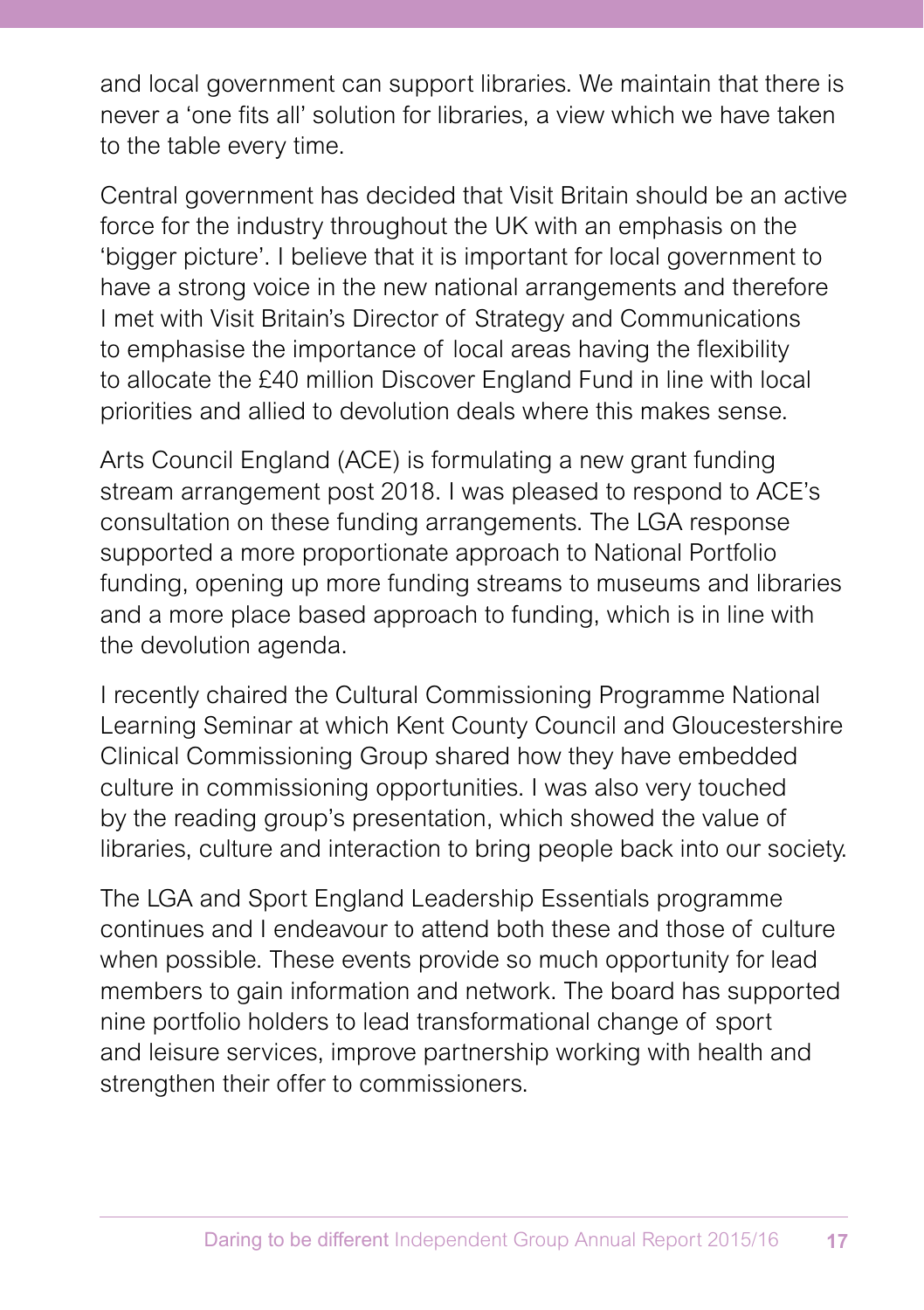and local government can support libraries. We maintain that there is never a 'one fits all' solution for libraries, a view which we have taken to the table every time.

Central government has decided that Visit Britain should be an active force for the industry throughout the UK with an emphasis on the 'bigger picture'. I believe that it is important for local government to have a strong voice in the new national arrangements and therefore I met with Visit Britain's Director of Strategy and Communications to emphasise the importance of local areas having the flexibility to allocate the £40 million Discover England Fund in line with local priorities and allied to devolution deals where this makes sense.

Arts Council England (ACE) is formulating a new grant funding stream arrangement post 2018. I was pleased to respond to ACE's consultation on these funding arrangements. The LGA response supported a more proportionate approach to National Portfolio funding, opening up more funding streams to museums and libraries and a more place based approach to funding, which is in line with the devolution agenda.

I recently chaired the Cultural Commissioning Programme National Learning Seminar at which Kent County Council and Gloucestershire Clinical Commissioning Group shared how they have embedded culture in commissioning opportunities. I was also very touched by the reading group's presentation, which showed the value of libraries, culture and interaction to bring people back into our society.

The LGA and Sport England Leadership Essentials programme continues and I endeavour to attend both these and those of culture when possible. These events provide so much opportunity for lead members to gain information and network. The board has supported nine portfolio holders to lead transformational change of sport and leisure services, improve partnership working with health and strengthen their offer to commissioners.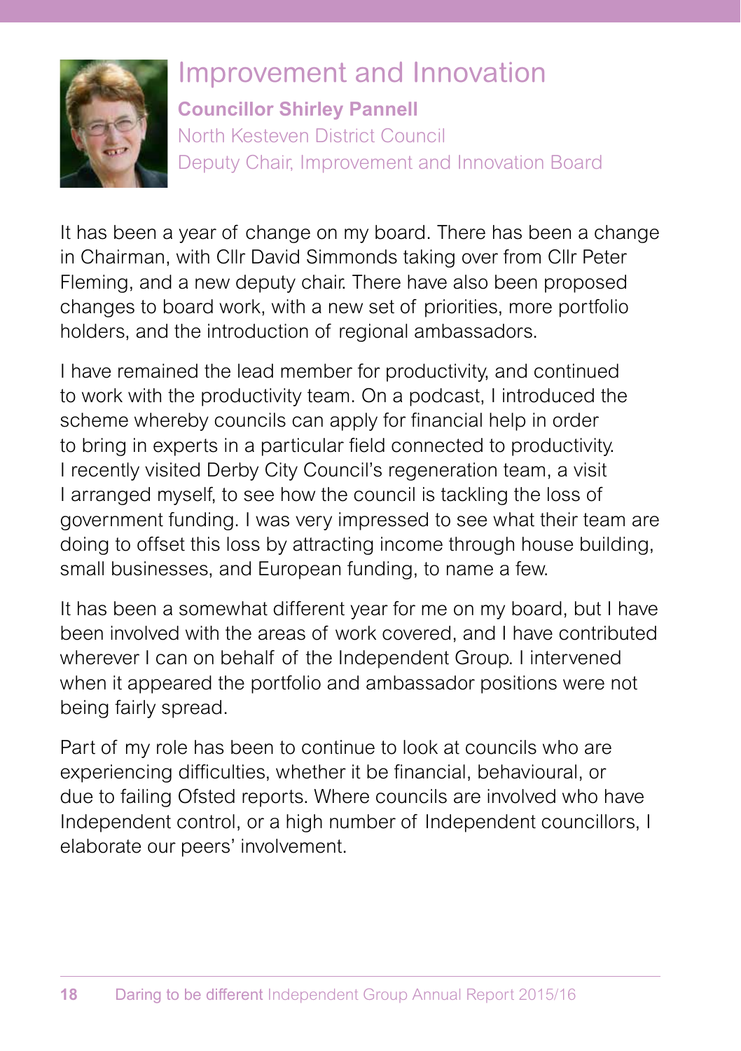# Improvement and Innovation

**Councillor Shirley Pannell**

North Kesteven District Council

Deputy Chair, Improvement and Innovation Board

It has been a year of change on my board. There has been a change in Chairman, with Cllr David Simmonds taking over from Cllr Peter Fleming, and a new deputy chair. There have also been proposed changes to board work, with a new set of priorities, more portfolio holders, and the introduction of regional ambassadors.

I have remained the lead member for productivity, and continued to work with the productivity team. On a podcast, I introduced the scheme whereby councils can apply for financial help in order to bring in experts in a particular field connected to productivity. I recently visited Derby City Council's regeneration team, a visit I arranged myself, to see how the council is tackling the loss of government funding. I was very impressed to see what their team are doing to offset this loss by attracting income through house building, small businesses, and European funding, to name a few.

It has been a somewhat different year for me on my board, but I have been involved with the areas of work covered, and I have contributed wherever I can on behalf of the Independent Group. I intervened when it appeared the portfolio and ambassador positions were not being fairly spread.

Part of my role has been to continue to look at councils who are experiencing difficulties, whether it be financial, behavioural, or due to failing Ofsted reports. Where councils are involved who have Independent control, or a high number of Independent councillors, I elaborate our peers' involvement.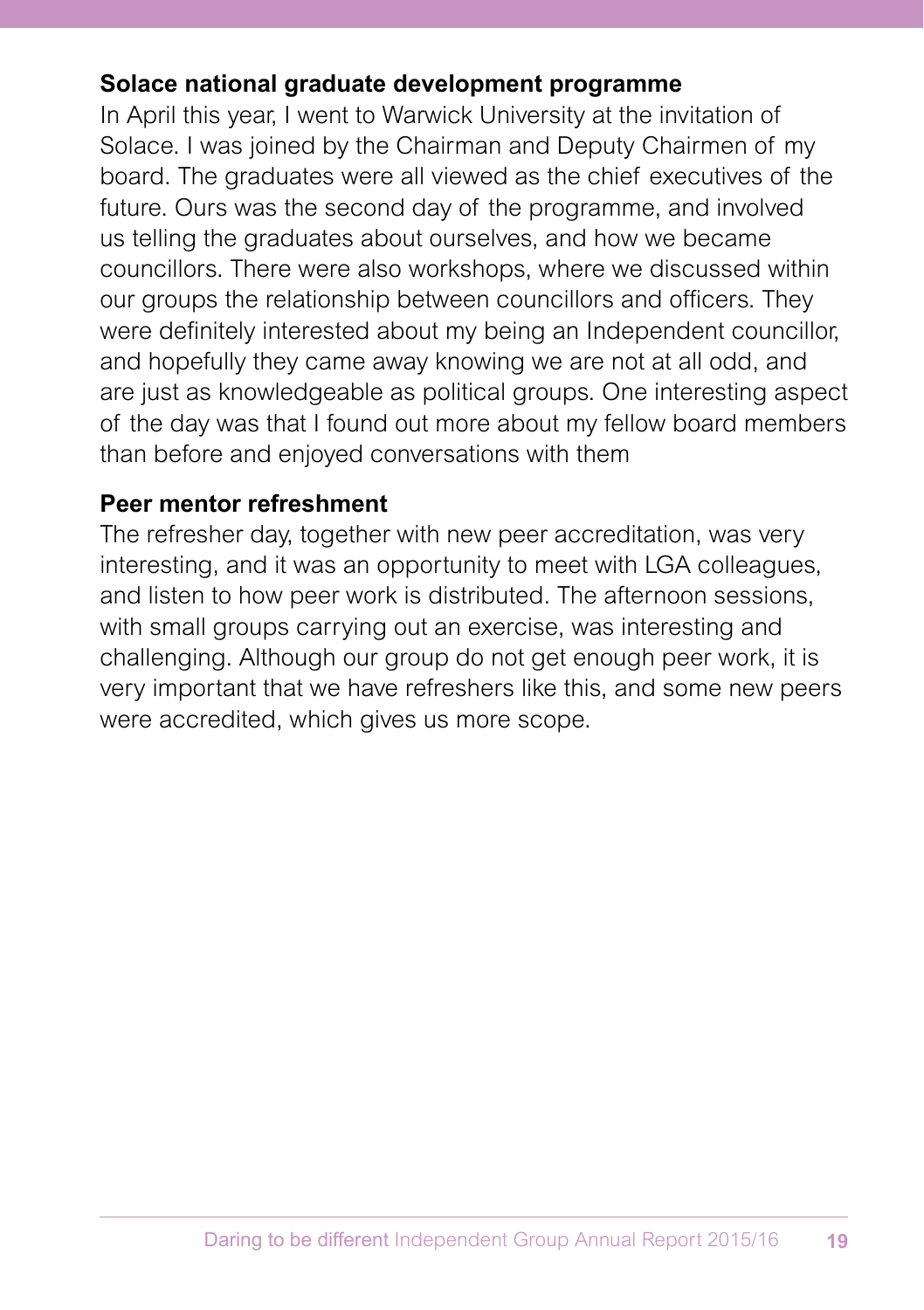### Solace national graduate development programme

In April this year, I went to Warwick University at the invitation of Solace. I was joined by the Chairman and Deputy Chairmen of my board. The graduates were all viewed as the chief executives of the future. Ours was the second day of the programme, and involved us telling the graduates about ourselves, and how we became councillors. There were also workshops, where we discussed within our groups the relationship between councillors and officers. They were definitely interested about my being an Independent councillor, and hopefully they came away knowing we are not at all odd, and are just as knowledgeable as political groups. One interesting aspect of the day was that I found out more about my fellow board members than before and enjoyed conversations with them

### Peer mentor refreshment

The refresher day, together with new peer accreditation, was very interesting, and it was an opportunity to meet with LGA colleagues, and listen to how peer work is distributed. The afternoon sessions, with small groups carrying out an exercise, was interesting and challenging. Although our group do not get enough peer work, it is very important that we have refreshers like this, and some new peers were accredited, which gives us more scope.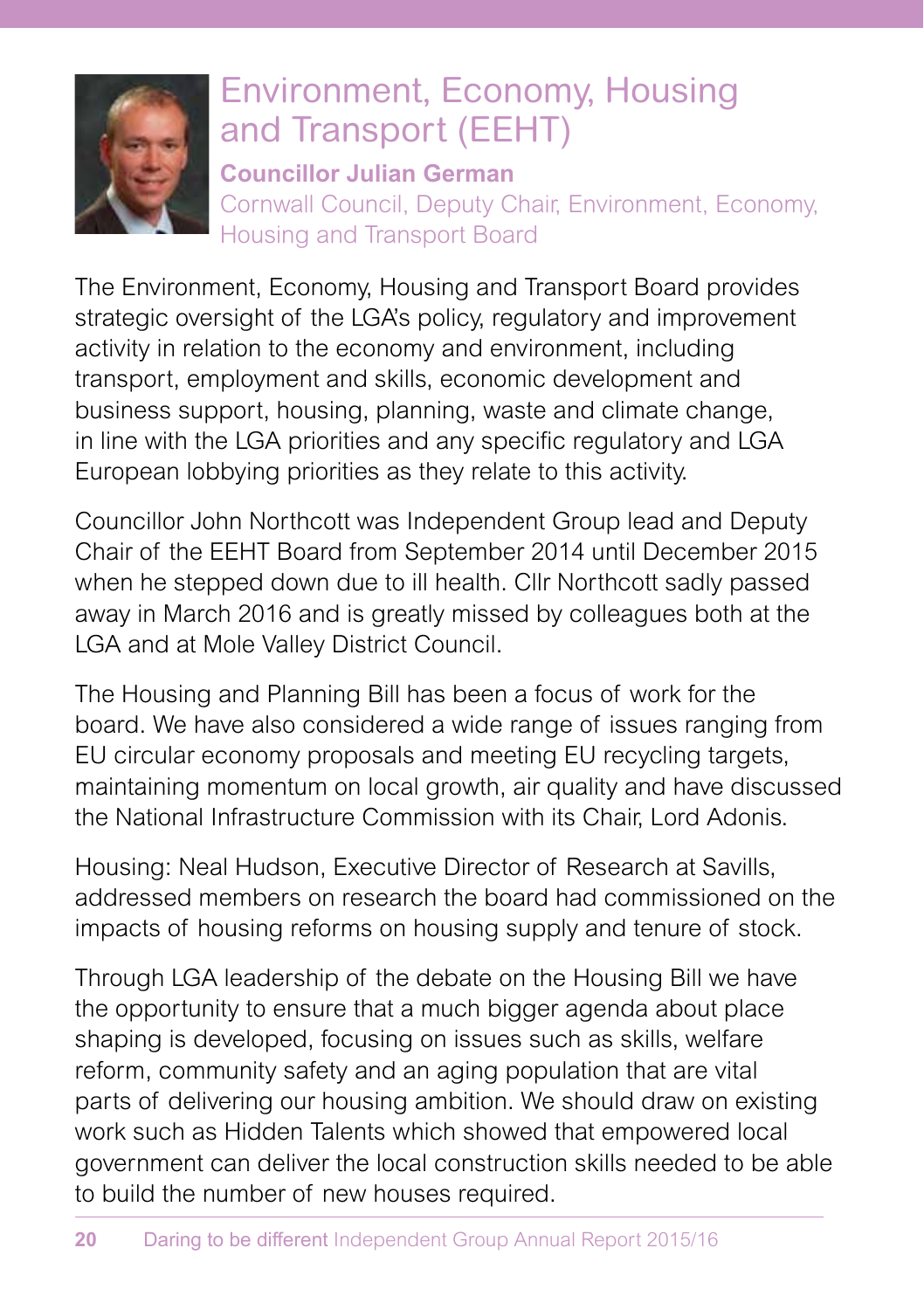# Environment, Economy, Housing and Transport (EEHT)

**Councillor Julian German**

Cornwall Council, Deputy Chair, Environment, Economy, Housing and Transport Board

The Environment, Economy, Housing and Transport Board provides strategic oversight of the LGA's policy, regulatory and improvement activity in relation to the economy and environment, including transport, employment and skills, economic development and business support, housing, planning, waste and climate change, in line with the LGA priorities and any specific regulatory and LGA European lobbying priorities as they relate to this activity.

Councillor John Northcott was Independent Group lead and Deputy Chair of the EEHT Board from September 2014 until December 2015 when he stepped down due to ill health. Cllr Northcott sadly passed away in March 2016 and is greatly missed by colleagues both at the LGA and at Mole Valley District Council.

The Housing and Planning Bill has been a focus of work for the board. We have also considered a wide range of issues ranging from EU circular economy proposals and meeting EU recycling targets, maintaining momentum on local growth, air quality and have discussed the National Infrastructure Commission with its Chair, Lord Adonis.

Housing: Neal Hudson, Executive Director of Research at Savills, addressed members on research the board had commissioned on the impacts of housing reforms on housing supply and tenure of stock.

Through LGA leadership of the debate on the Housing Bill we have the opportunity to ensure that a much bigger agenda about place shaping is developed, focusing on issues such as skills, welfare reform, community safety and an aging population that are vital parts of delivering our housing ambition. We should draw on existing work such as Hidden Talents which showed that empowered local government can deliver the local construction skills needed to be able to build the number of new houses required.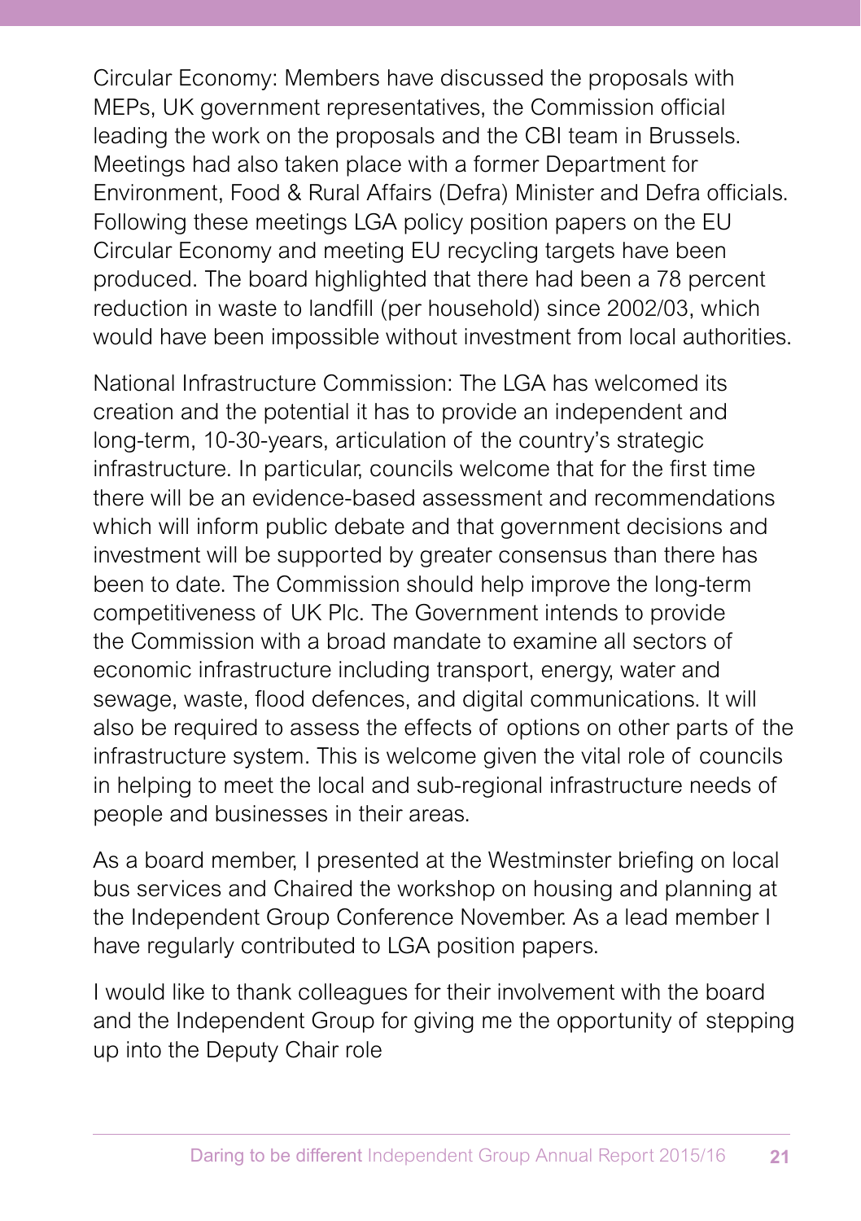Circular Economy: Members have discussed the proposals with MEPs, UK government representatives, the Commission official leading the work on the proposals and the CBI team in Brussels. Meetings had also taken place with a former Department for Environment, Food & Rural Affairs (Defra) Minister and Defra officials. Following these meetings LGA policy position papers on the EU Circular Economy and meeting EU recycling targets have been produced. The board highlighted that there had been a 78 percent reduction in waste to landfill (per household) since 2002/03, which would have been impossible without investment from local authorities.

National Infrastructure Commission: The LGA has welcomed its creation and the potential it has to provide an independent and long-term, 10-30-years, articulation of the country's strategic infrastructure. In particular, councils welcome that for the first time there will be an evidence-based assessment and recommendations which will inform public debate and that government decisions and investment will be supported by greater consensus than there has been to date. The Commission should help improve the long-term competitiveness of UK Plc. The Government intends to provide the Commission with a broad mandate to examine all sectors of economic infrastructure including transport, energy, water and sewage, waste, flood defences, and digital communications. It will also be required to assess the effects of options on other parts of the infrastructure system. This is welcome given the vital role of councils in helping to meet the local and sub-regional infrastructure needs of people and businesses in their areas.

As a board member, I presented at the Westminster briefing on local bus services and Chaired the workshop on housing and planning at the Independent Group Conference November. As a lead member I have regularly contributed to LGA position papers.

I would like to thank colleagues for their involvement with the board and the Independent Group for giving me the opportunity of stepping up into the Deputy Chair role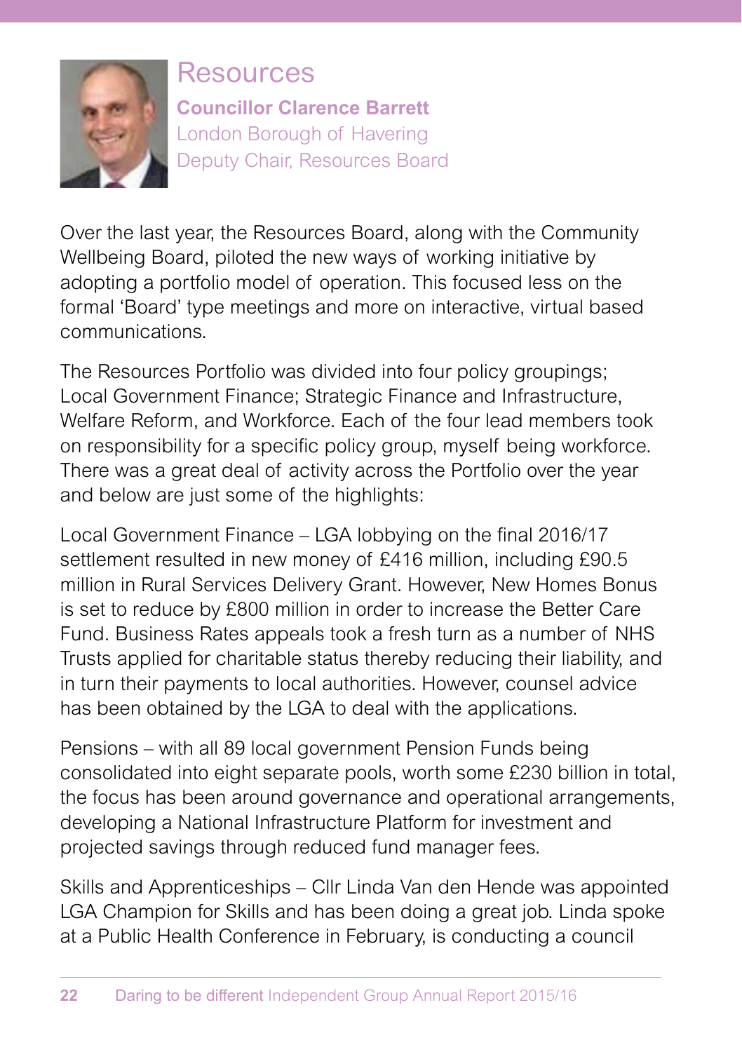# Resources

**Councillor Clarence Barrett**
London Borough of Havering
Deputy Chair, Resources Board

Over the last year, the Resources Board, along with the Community Wellbeing Board, piloted the new ways of working initiative by adopting a portfolio model of operation. This focused less on the formal 'Board' type meetings and more on interactive, virtual based communications.

The Resources Portfolio was divided into four policy groupings; Local Government Finance; Strategic Finance and Infrastructure, Welfare Reform, and Workforce. Each of the four lead members took on responsibility for a specific policy group, myself being workforce. There was a great deal of activity across the Portfolio over the year and below are just some of the highlights:

Local Government Finance – LGA lobbying on the final 2016/17 settlement resulted in new money of £416 million, including £90.5 million in Rural Services Delivery Grant. However, New Homes Bonus is set to reduce by £800 million in order to increase the Better Care Fund. Business Rates appeals took a fresh turn as a number of NHS Trusts applied for charitable status thereby reducing their liability, and in turn their payments to local authorities. However, counsel advice has been obtained by the LGA to deal with the applications.

Pensions – with all 89 local government Pension Funds being consolidated into eight separate pools, worth some £230 billion in total, the focus has been around governance and operational arrangements, developing a National Infrastructure Platform for investment and projected savings through reduced fund manager fees.

Skills and Apprenticeships – Cllr Linda Van den Hende was appointed LGA Champion for Skills and has been doing a great job. Linda spoke at a Public Health Conference in February, is conducting a council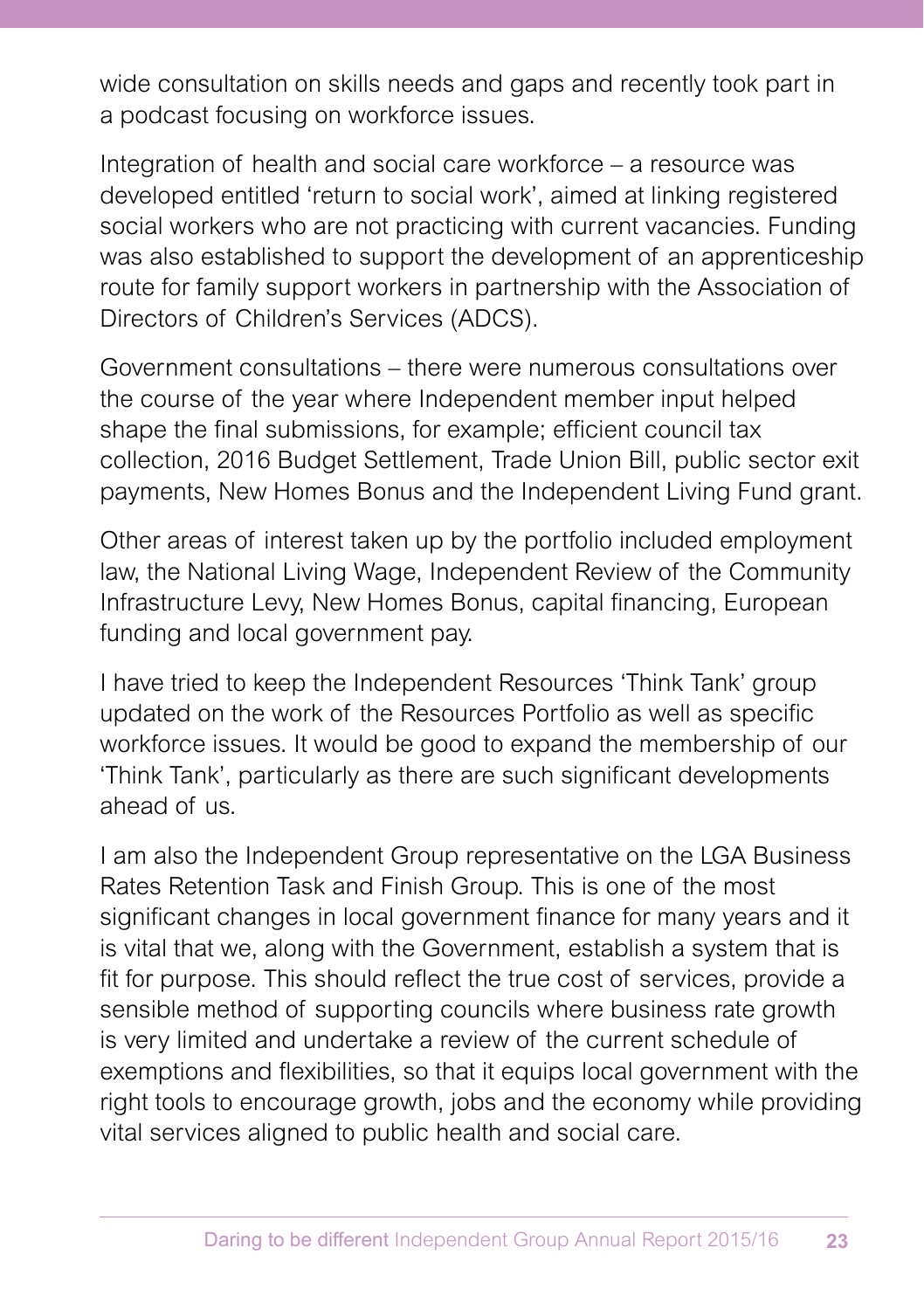wide consultation on skills needs and gaps and recently took part in a podcast focusing on workforce issues.

Integration of health and social care workforce – a resource was developed entitled 'return to social work', aimed at linking registered social workers who are not practicing with current vacancies. Funding was also established to support the development of an apprenticeship route for family support workers in partnership with the Association of Directors of Children's Services (ADCS).

Government consultations – there were numerous consultations over the course of the year where Independent member input helped shape the final submissions, for example; efficient council tax collection, 2016 Budget Settlement, Trade Union Bill, public sector exit payments, New Homes Bonus and the Independent Living Fund grant.

Other areas of interest taken up by the portfolio included employment law, the National Living Wage, Independent Review of the Community Infrastructure Levy, New Homes Bonus, capital financing, European funding and local government pay.

I have tried to keep the Independent Resources 'Think Tank' group updated on the work of the Resources Portfolio as well as specific workforce issues. It would be good to expand the membership of our 'Think Tank', particularly as there are such significant developments ahead of us.

I am also the Independent Group representative on the LGA Business Rates Retention Task and Finish Group. This is one of the most significant changes in local government finance for many years and it is vital that we, along with the Government, establish a system that is fit for purpose. This should reflect the true cost of services, provide a sensible method of supporting councils where business rate growth is very limited and undertake a review of the current schedule of exemptions and flexibilities, so that it equips local government with the right tools to encourage growth, jobs and the economy while providing vital services aligned to public health and social care.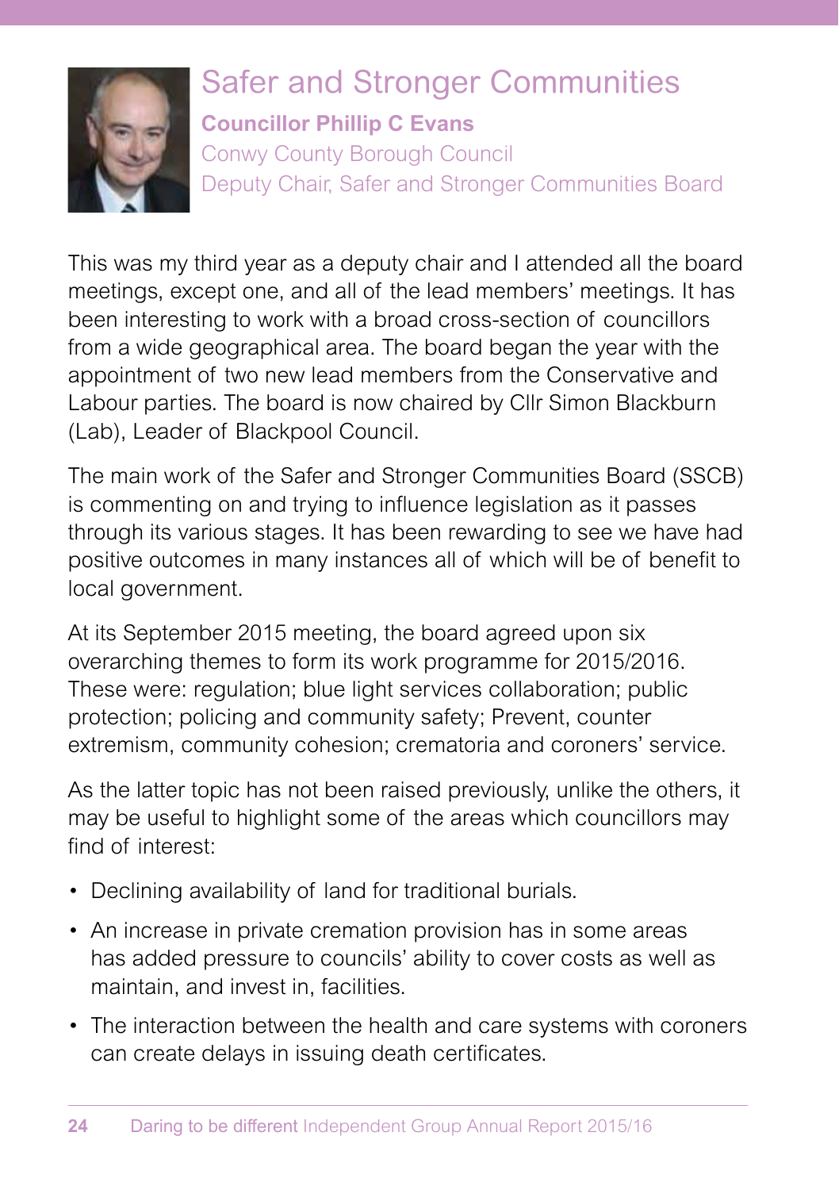# Safer and Stronger Communities

**Councillor Phillip C Evans**

Conwy County Borough Council

Deputy Chair, Safer and Stronger Communities Board

This was my third year as a deputy chair and I attended all the board meetings, except one, and all of the lead members' meetings. It has been interesting to work with a broad cross-section of councillors from a wide geographical area. The board began the year with the appointment of two new lead members from the Conservative and Labour parties. The board is now chaired by Cllr Simon Blackburn (Lab), Leader of Blackpool Council.

The main work of the Safer and Stronger Communities Board (SSCB) is commenting on and trying to influence legislation as it passes through its various stages. It has been rewarding to see we have had positive outcomes in many instances all of which will be of benefit to local government.

At its September 2015 meeting, the board agreed upon six overarching themes to form its work programme for 2015/2016. These were: regulation; blue light services collaboration; public protection; policing and community safety; Prevent, counter extremism, community cohesion; crematoria and coroners' service.

As the latter topic has not been raised previously, unlike the others, it may be useful to highlight some of the areas which councillors may find of interest:

- Declining availability of land for traditional burials.
- An increase in private cremation provision has in some areas has added pressure to councils' ability to cover costs as well as maintain, and invest in, facilities.
- The interaction between the health and care systems with coroners can create delays in issuing death certificates.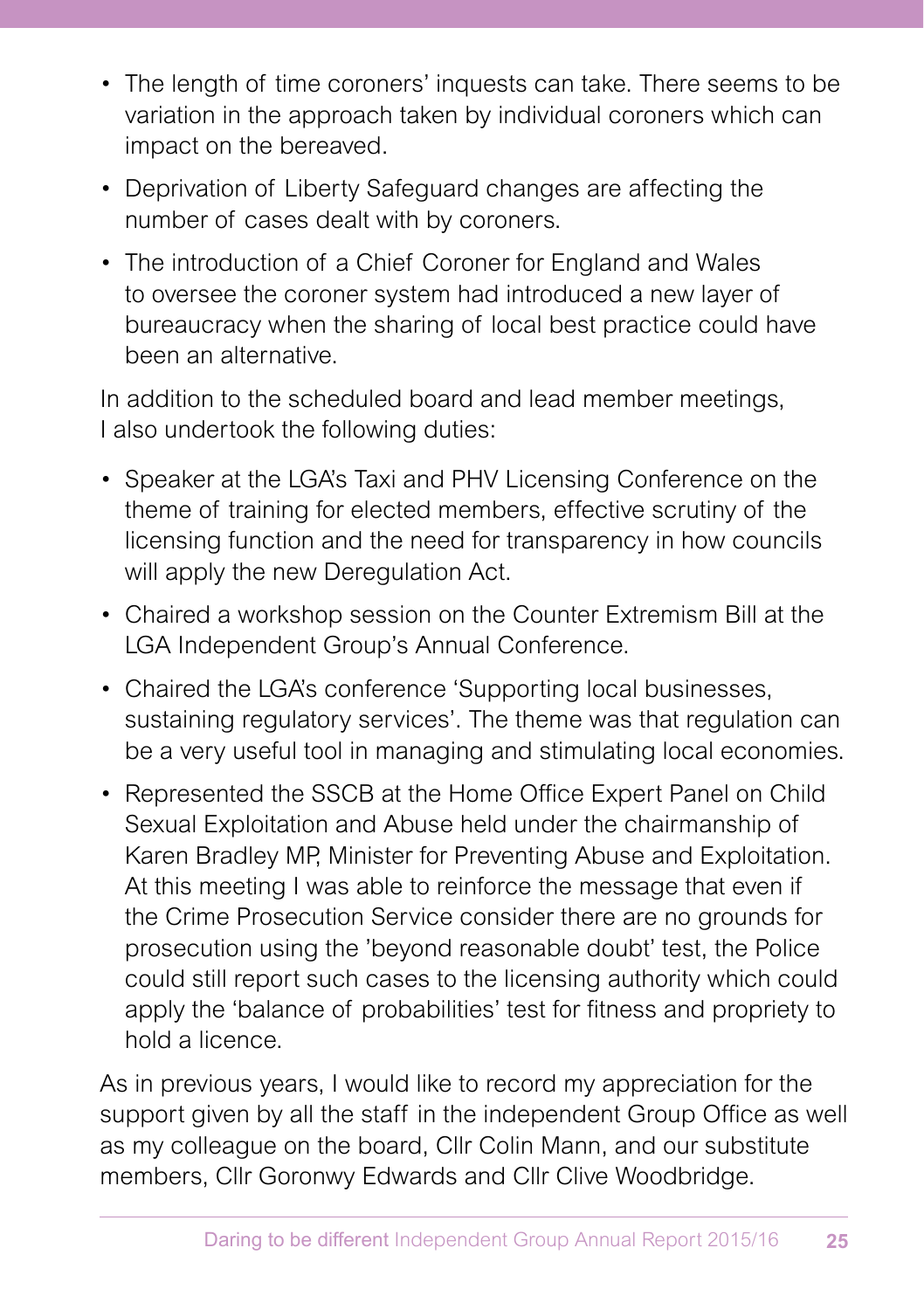- The length of time coroners' inquests can take. There seems to be variation in the approach taken by individual coroners which can impact on the bereaved.
- Deprivation of Liberty Safeguard changes are affecting the number of cases dealt with by coroners.
- The introduction of a Chief Coroner for England and Wales to oversee the coroner system had introduced a new layer of bureaucracy when the sharing of local best practice could have been an alternative.

In addition to the scheduled board and lead member meetings, I also undertook the following duties:

- Speaker at the LGA's Taxi and PHV Licensing Conference on the theme of training for elected members, effective scrutiny of the licensing function and the need for transparency in how councils will apply the new Deregulation Act.
- Chaired a workshop session on the Counter Extremism Bill at the LGA Independent Group's Annual Conference.
- Chaired the LGA's conference 'Supporting local businesses, sustaining regulatory services'. The theme was that regulation can be a very useful tool in managing and stimulating local economies.
- Represented the SSCB at the Home Office Expert Panel on Child Sexual Exploitation and Abuse held under the chairmanship of Karen Bradley MP, Minister for Preventing Abuse and Exploitation. At this meeting I was able to reinforce the message that even if the Crime Prosecution Service consider there are no grounds for prosecution using the 'beyond reasonable doubt' test, the Police could still report such cases to the licensing authority which could apply the 'balance of probabilities' test for fitness and propriety to hold a licence.

As in previous years, I would like to record my appreciation for the support given by all the staff in the independent Group Office as well as my colleague on the board, Cllr Colin Mann, and our substitute members, Cllr Goronwy Edwards and Cllr Clive Woodbridge.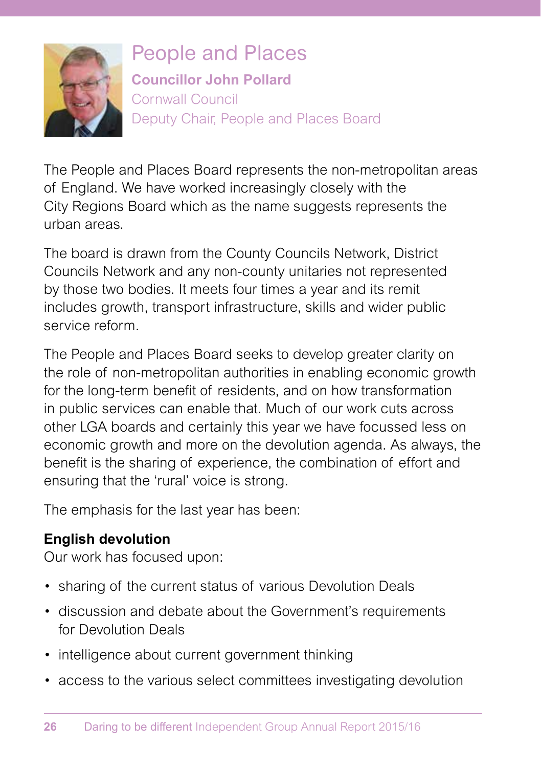# People and Places

**Councillor John Pollard**
Cornwall Council
Deputy Chair, People and Places Board

The People and Places Board represents the non-metropolitan areas of England. We have worked increasingly closely with the City Regions Board which as the name suggests represents the urban areas.

The board is drawn from the County Councils Network, District Councils Network and any non-county unitaries not represented by those two bodies. It meets four times a year and its remit includes growth, transport infrastructure, skills and wider public service reform.

The People and Places Board seeks to develop greater clarity on the role of non-metropolitan authorities in enabling economic growth for the long-term benefit of residents, and on how transformation in public services can enable that. Much of our work cuts across other LGA boards and certainly this year we have focussed less on economic growth and more on the devolution agenda. As always, the benefit is the sharing of experience, the combination of effort and ensuring that the 'rural' voice is strong.

The emphasis for the last year has been:

**English devolution**
Our work has focused upon:

- sharing of the current status of various Devolution Deals
- discussion and debate about the Government's requirements for Devolution Deals
- intelligence about current government thinking
- access to the various select committees investigating devolution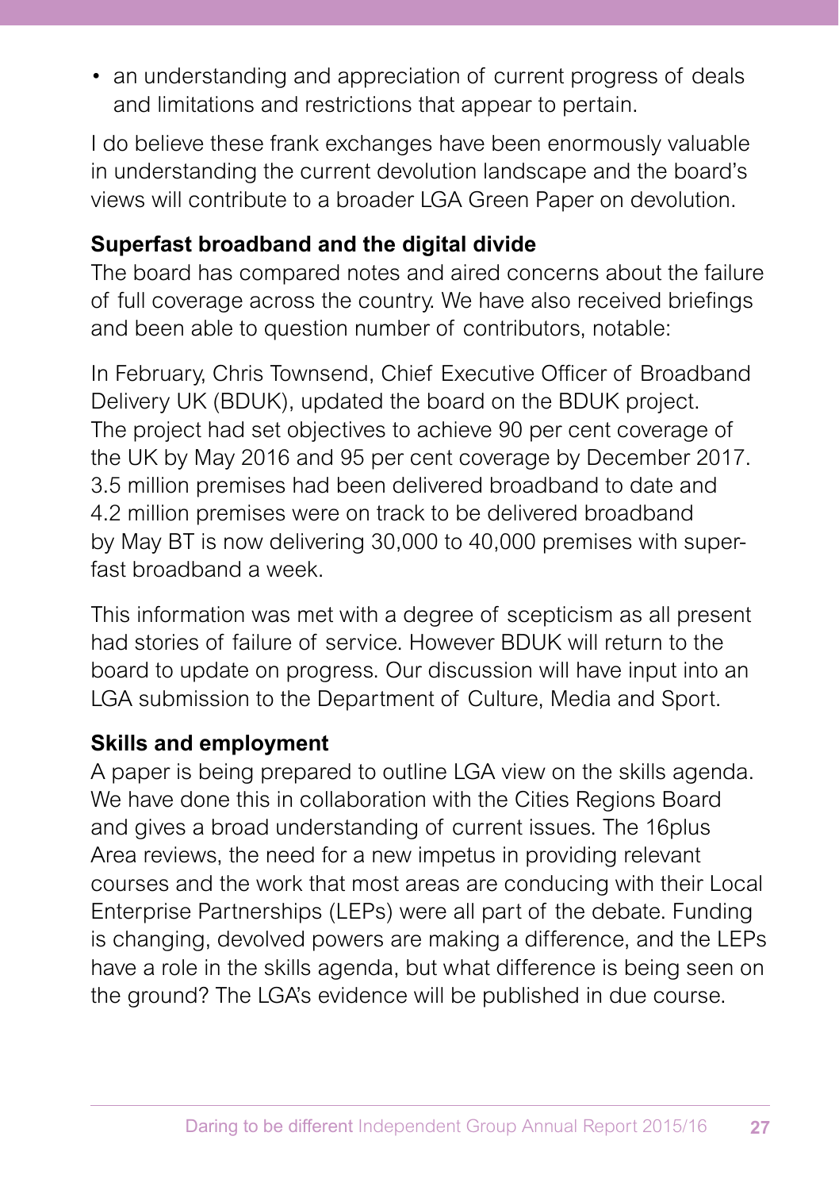- an understanding and appreciation of current progress of deals and limitations and restrictions that appear to pertain.

I do believe these frank exchanges have been enormously valuable in understanding the current devolution landscape and the board's views will contribute to a broader LGA Green Paper on devolution.

**Superfast broadband and the digital divide**

The board has compared notes and aired concerns about the failure of full coverage across the country. We have also received briefings and been able to question number of contributors, notable:

In February, Chris Townsend, Chief Executive Officer of Broadband Delivery UK (BDUK), updated the board on the BDUK project. The project had set objectives to achieve 90 per cent coverage of the UK by May 2016 and 95 per cent coverage by December 2017. 3.5 million premises had been delivered broadband to date and 4.2 million premises were on track to be delivered broadband by May BT is now delivering 30,000 to 40,000 premises with super-fast broadband a week.

This information was met with a degree of scepticism as all present had stories of failure of service. However BDUK will return to the board to update on progress. Our discussion will have input into an LGA submission to the Department of Culture, Media and Sport.

**Skills and employment**

A paper is being prepared to outline LGA view on the skills agenda. We have done this in collaboration with the Cities Regions Board and gives a broad understanding of current issues. The 16plus Area reviews, the need for a new impetus in providing relevant courses and the work that most areas are conducing with their Local Enterprise Partnerships (LEPs) were all part of the debate. Funding is changing, devolved powers are making a difference, and the LEPs have a role in the skills agenda, but what difference is being seen on the ground? The LGA's evidence will be published in due course.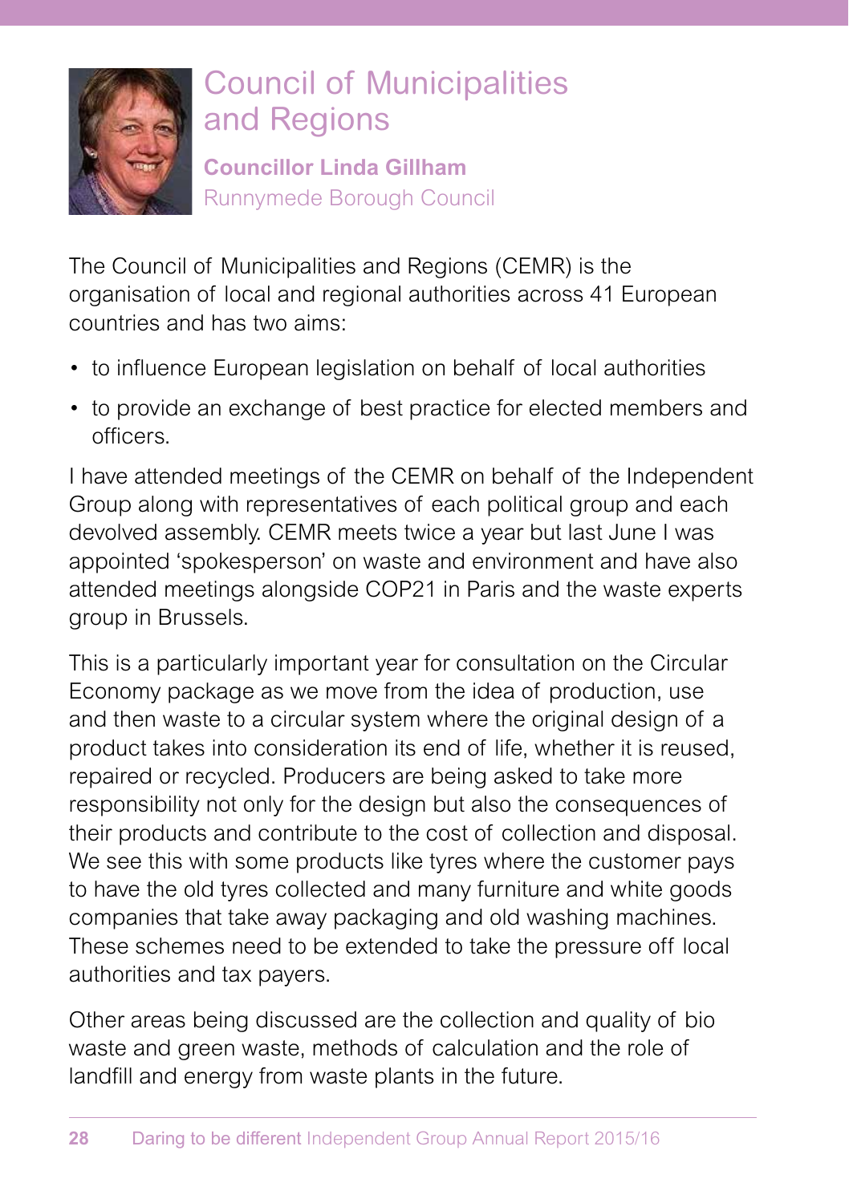# Council of Municipalities and Regions

**Councillor Linda Gillham**
Runnymede Borough Council

The Council of Municipalities and Regions (CEMR) is the organisation of local and regional authorities across 41 European countries and has two aims:

- to influence European legislation on behalf of local authorities
- to provide an exchange of best practice for elected members and officers.

I have attended meetings of the CEMR on behalf of the Independent Group along with representatives of each political group and each devolved assembly. CEMR meets twice a year but last June I was appointed 'spokesperson' on waste and environment and have also attended meetings alongside COP21 in Paris and the waste experts group in Brussels.

This is a particularly important year for consultation on the Circular Economy package as we move from the idea of production, use and then waste to a circular system where the original design of a product takes into consideration its end of life, whether it is reused, repaired or recycled. Producers are being asked to take more responsibility not only for the design but also the consequences of their products and contribute to the cost of collection and disposal. We see this with some products like tyres where the customer pays to have the old tyres collected and many furniture and white goods companies that take away packaging and old washing machines. These schemes need to be extended to take the pressure off local authorities and tax payers.

Other areas being discussed are the collection and quality of bio waste and green waste, methods of calculation and the role of landfill and energy from waste plants in the future.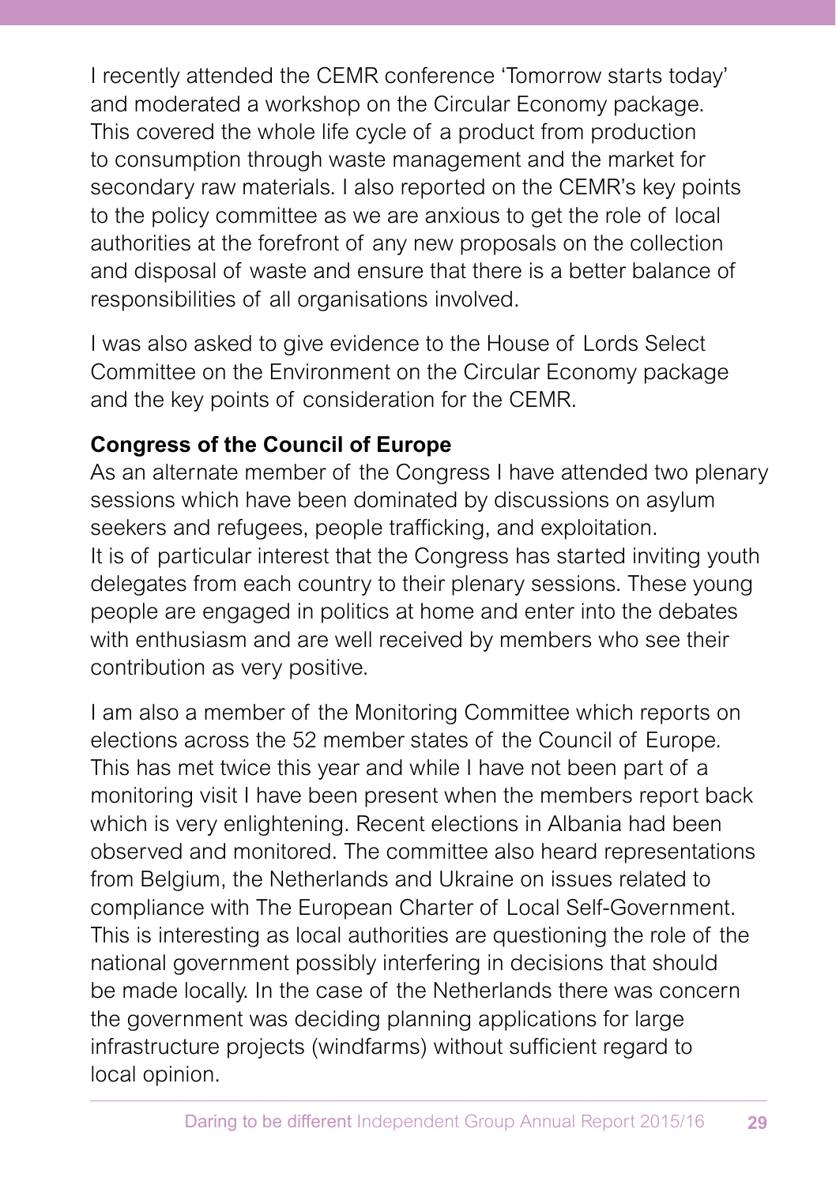I recently attended the CEMR conference 'Tomorrow starts today' and moderated a workshop on the Circular Economy package. This covered the whole life cycle of a product from production to consumption through waste management and the market for secondary raw materials. I also reported on the CEMR's key points to the policy committee as we are anxious to get the role of local authorities at the forefront of any new proposals on the collection and disposal of waste and ensure that there is a better balance of responsibilities of all organisations involved.

I was also asked to give evidence to the House of Lords Select Committee on the Environment on the Circular Economy package and the key points of consideration for the CEMR.

**Congress of the Council of Europe**

As an alternate member of the Congress I have attended two plenary sessions which have been dominated by discussions on asylum seekers and refugees, people trafficking, and exploitation. It is of particular interest that the Congress has started inviting youth delegates from each country to their plenary sessions. These young people are engaged in politics at home and enter into the debates with enthusiasm and are well received by members who see their contribution as very positive.

I am also a member of the Monitoring Committee which reports on elections across the 52 member states of the Council of Europe. This has met twice this year and while I have not been part of a monitoring visit I have been present when the members report back which is very enlightening. Recent elections in Albania had been observed and monitored. The committee also heard representations from Belgium, the Netherlands and Ukraine on issues related to compliance with The European Charter of Local Self-Government. This is interesting as local authorities are questioning the role of the national government possibly interfering in decisions that should be made locally. In the case of the Netherlands there was concern the government was deciding planning applications for large infrastructure projects (windfarms) without sufficient regard to local opinion.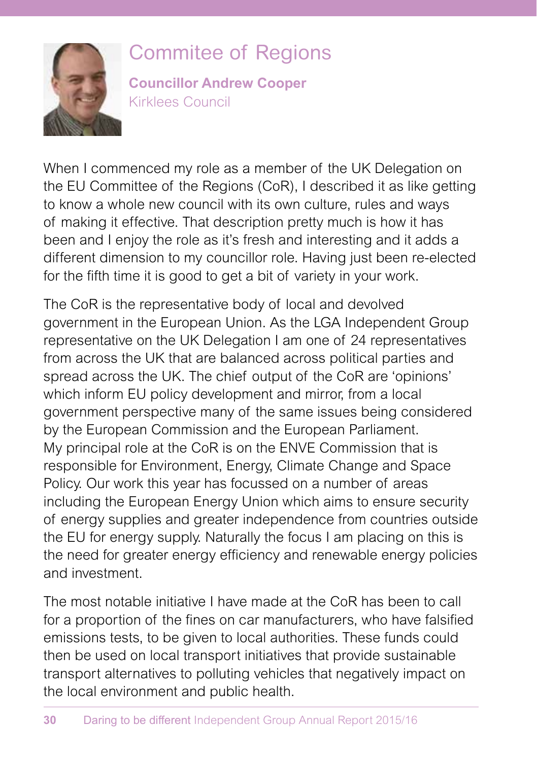# Commitee of Regions

**Councillor Andrew Cooper**
Kirklees Council

When I commenced my role as a member of the UK Delegation on the EU Committee of the Regions (CoR), I described it as like getting to know a whole new council with its own culture, rules and ways of making it effective. That description pretty much is how it has been and I enjoy the role as it's fresh and interesting and it adds a different dimension to my councillor role. Having just been re-elected for the fifth time it is good to get a bit of variety in your work.

The CoR is the representative body of local and devolved government in the European Union. As the LGA Independent Group representative on the UK Delegation I am one of 24 representatives from across the UK that are balanced across political parties and spread across the UK. The chief output of the CoR are 'opinions' which inform EU policy development and mirror, from a local government perspective many of the same issues being considered by the European Commission and the European Parliament.
My principal role at the CoR is on the ENVE Commission that is responsible for Environment, Energy, Climate Change and Space Policy. Our work this year has focussed on a number of areas including the European Energy Union which aims to ensure security of energy supplies and greater independence from countries outside the EU for energy supply. Naturally the focus I am placing on this is the need for greater energy efficiency and renewable energy policies and investment.

The most notable initiative I have made at the CoR has been to call for a proportion of the fines on car manufacturers, who have falsified emissions tests, to be given to local authorities. These funds could then be used on local transport initiatives that provide sustainable transport alternatives to polluting vehicles that negatively impact on the local environment and public health.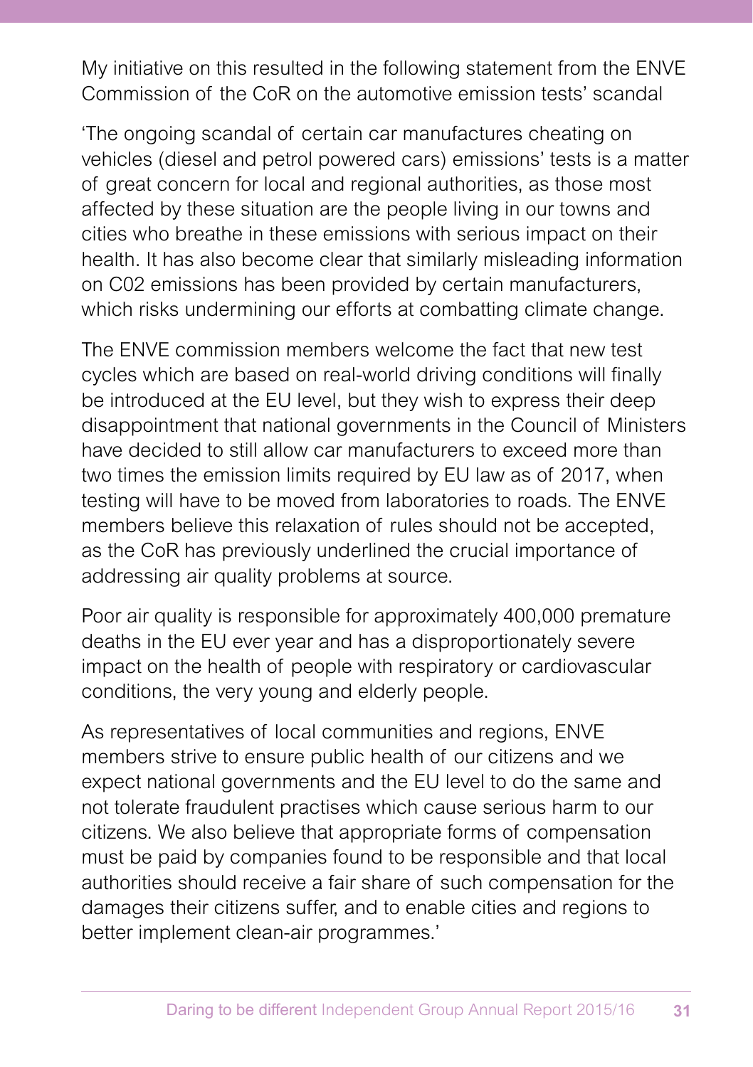My initiative on this resulted in the following statement from the ENVE Commission of the CoR on the automotive emission tests' scandal

'The ongoing scandal of certain car manufactures cheating on vehicles (diesel and petrol powered cars) emissions' tests is a matter of great concern for local and regional authorities, as those most affected by these situation are the people living in our towns and cities who breathe in these emissions with serious impact on their health. It has also become clear that similarly misleading information on C02 emissions has been provided by certain manufacturers, which risks undermining our efforts at combatting climate change.

The ENVE commission members welcome the fact that new test cycles which are based on real-world driving conditions will finally be introduced at the EU level, but they wish to express their deep disappointment that national governments in the Council of Ministers have decided to still allow car manufacturers to exceed more than two times the emission limits required by EU law as of 2017, when testing will have to be moved from laboratories to roads. The ENVE members believe this relaxation of rules should not be accepted, as the CoR has previously underlined the crucial importance of addressing air quality problems at source.

Poor air quality is responsible for approximately 400,000 premature deaths in the EU ever year and has a disproportionately severe impact on the health of people with respiratory or cardiovascular conditions, the very young and elderly people.

As representatives of local communities and regions, ENVE members strive to ensure public health of our citizens and we expect national governments and the EU level to do the same and not tolerate fraudulent practises which cause serious harm to our citizens. We also believe that appropriate forms of compensation must be paid by companies found to be responsible and that local authorities should receive a fair share of such compensation for the damages their citizens suffer, and to enable cities and regions to better implement clean-air programmes.'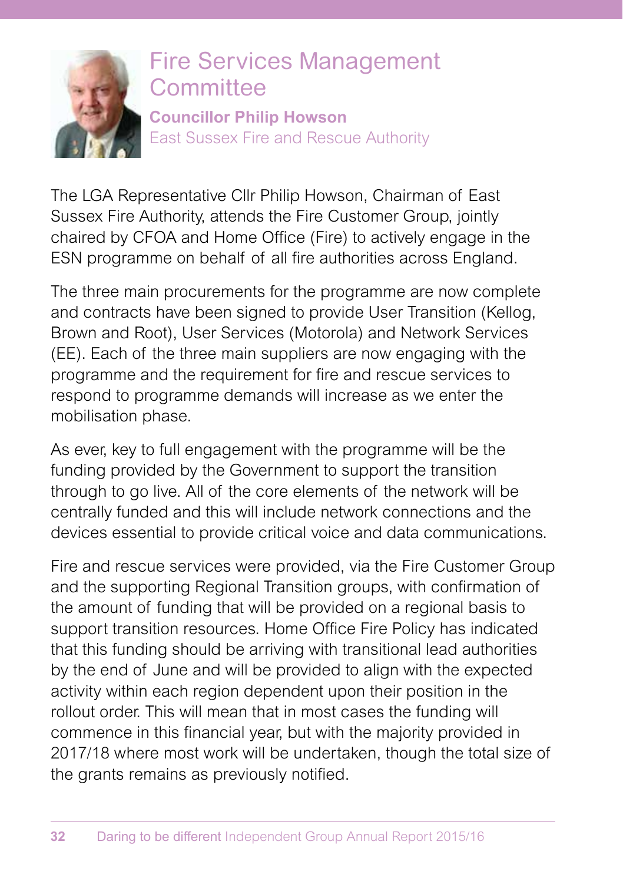# Fire Services Management Committee

**Councillor Philip Howson**
East Sussex Fire and Rescue Authority

The LGA Representative Cllr Philip Howson, Chairman of East Sussex Fire Authority, attends the Fire Customer Group, jointly chaired by CFOA and Home Office (Fire) to actively engage in the ESN programme on behalf of all fire authorities across England.

The three main procurements for the programme are now complete and contracts have been signed to provide User Transition (Kellog, Brown and Root), User Services (Motorola) and Network Services (EE). Each of the three main suppliers are now engaging with the programme and the requirement for fire and rescue services to respond to programme demands will increase as we enter the mobilisation phase.

As ever, key to full engagement with the programme will be the funding provided by the Government to support the transition through to go live. All of the core elements of the network will be centrally funded and this will include network connections and the devices essential to provide critical voice and data communications.

Fire and rescue services were provided, via the Fire Customer Group and the supporting Regional Transition groups, with confirmation of the amount of funding that will be provided on a regional basis to support transition resources. Home Office Fire Policy has indicated that this funding should be arriving with transitional lead authorities by the end of June and will be provided to align with the expected activity within each region dependent upon their position in the rollout order. This will mean that in most cases the funding will commence in this financial year, but with the majority provided in 2017/18 where most work will be undertaken, though the total size of the grants remains as previously notified.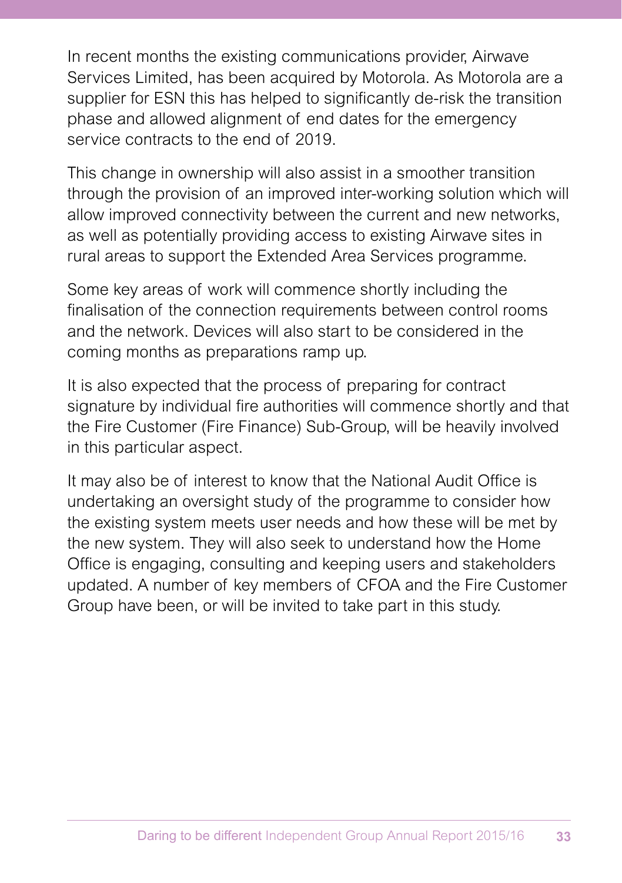In recent months the existing communications provider, Airwave Services Limited, has been acquired by Motorola. As Motorola are a supplier for ESN this has helped to significantly de-risk the transition phase and allowed alignment of end dates for the emergency service contracts to the end of 2019.

This change in ownership will also assist in a smoother transition through the provision of an improved inter-working solution which will allow improved connectivity between the current and new networks, as well as potentially providing access to existing Airwave sites in rural areas to support the Extended Area Services programme.

Some key areas of work will commence shortly including the finalisation of the connection requirements between control rooms and the network. Devices will also start to be considered in the coming months as preparations ramp up.

It is also expected that the process of preparing for contract signature by individual fire authorities will commence shortly and that the Fire Customer (Fire Finance) Sub-Group, will be heavily involved in this particular aspect.

It may also be of interest to know that the National Audit Office is undertaking an oversight study of the programme to consider how the existing system meets user needs and how these will be met by the new system. They will also seek to understand how the Home Office is engaging, consulting and keeping users and stakeholders updated. A number of key members of CFOA and the Fire Customer Group have been, or will be invited to take part in this study.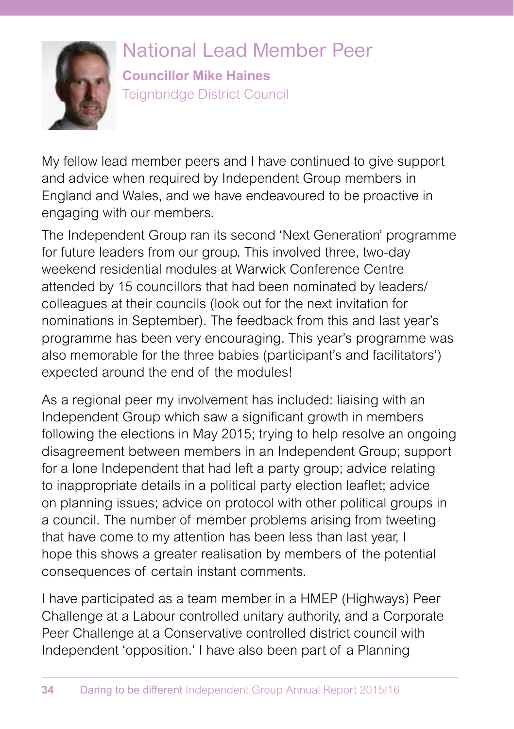# National Lead Member Peer

**Councillor Mike Haines**

Teignbridge District Council

My fellow lead member peers and I have continued to give support and advice when required by Independent Group members in England and Wales, and we have endeavoured to be proactive in engaging with our members.

The Independent Group ran its second 'Next Generation' programme for future leaders from our group. This involved three, two-day weekend residential modules at Warwick Conference Centre attended by 15 councillors that had been nominated by leaders/colleagues at their councils (look out for the next invitation for nominations in September). The feedback from this and last year's programme has been very encouraging. This year's programme was also memorable for the three babies (participant's and facilitators') expected around the end of the modules!

As a regional peer my involvement has included: liaising with an Independent Group which saw a significant growth in members following the elections in May 2015; trying to help resolve an ongoing disagreement between members in an Independent Group; support for a lone Independent that had left a party group; advice relating to inappropriate details in a political party election leaflet; advice on planning issues; advice on protocol with other political groups in a council. The number of member problems arising from tweeting that have come to my attention has been less than last year, I hope this shows a greater realisation by members of the potential consequences of certain instant comments.

I have participated as a team member in a HMEP (Highways) Peer Challenge at a Labour controlled unitary authority, and a Corporate Peer Challenge at a Conservative controlled district council with Independent 'opposition.' I have also been part of a Planning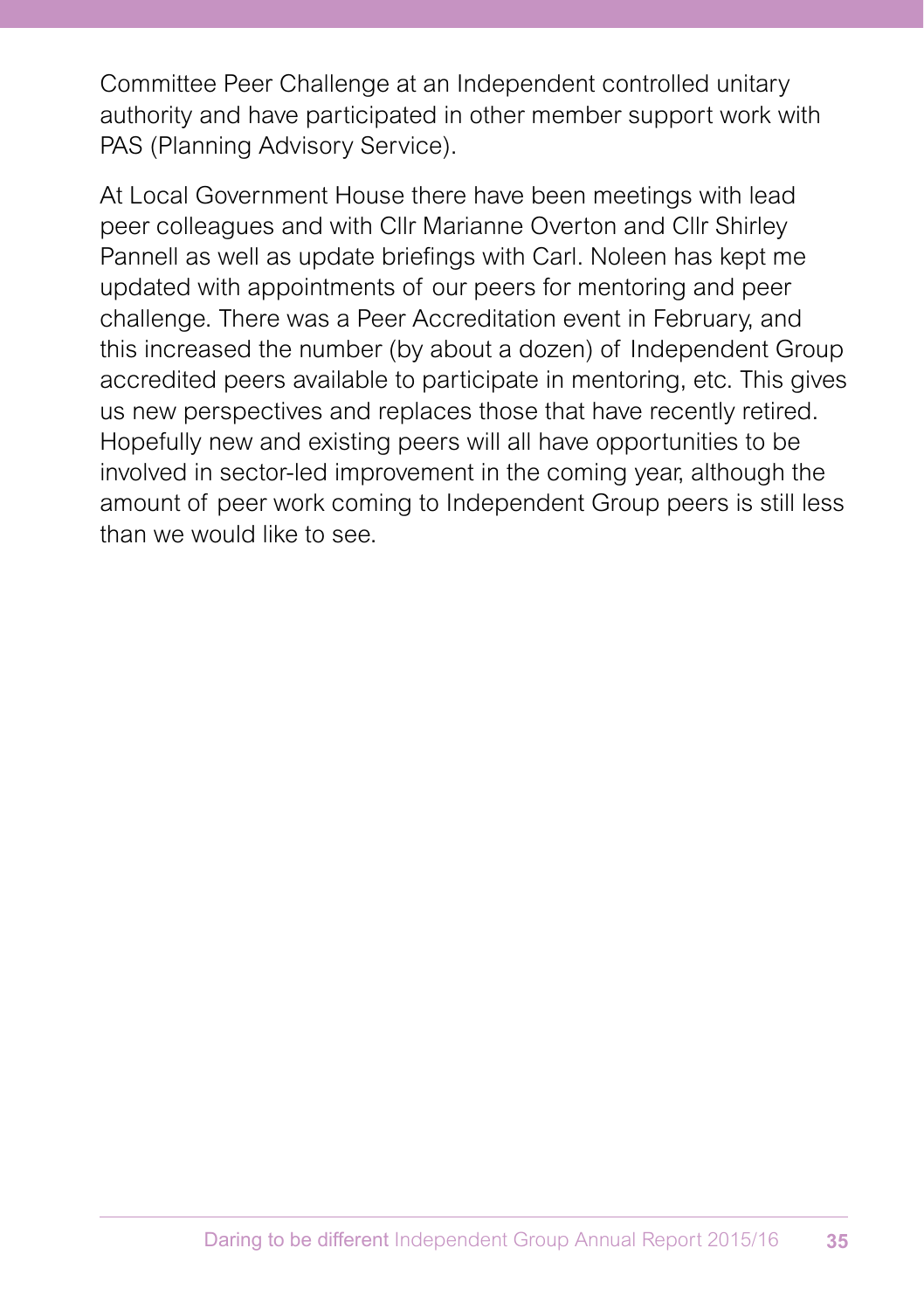Committee Peer Challenge at an Independent controlled unitary authority and have participated in other member support work with PAS (Planning Advisory Service).

At Local Government House there have been meetings with lead peer colleagues and with Cllr Marianne Overton and Cllr Shirley Pannell as well as update briefings with Carl. Noleen has kept me updated with appointments of our peers for mentoring and peer challenge. There was a Peer Accreditation event in February, and this increased the number (by about a dozen) of Independent Group accredited peers available to participate in mentoring, etc. This gives us new perspectives and replaces those that have recently retired. Hopefully new and existing peers will all have opportunities to be involved in sector-led improvement in the coming year, although the amount of peer work coming to Independent Group peers is still less than we would like to see.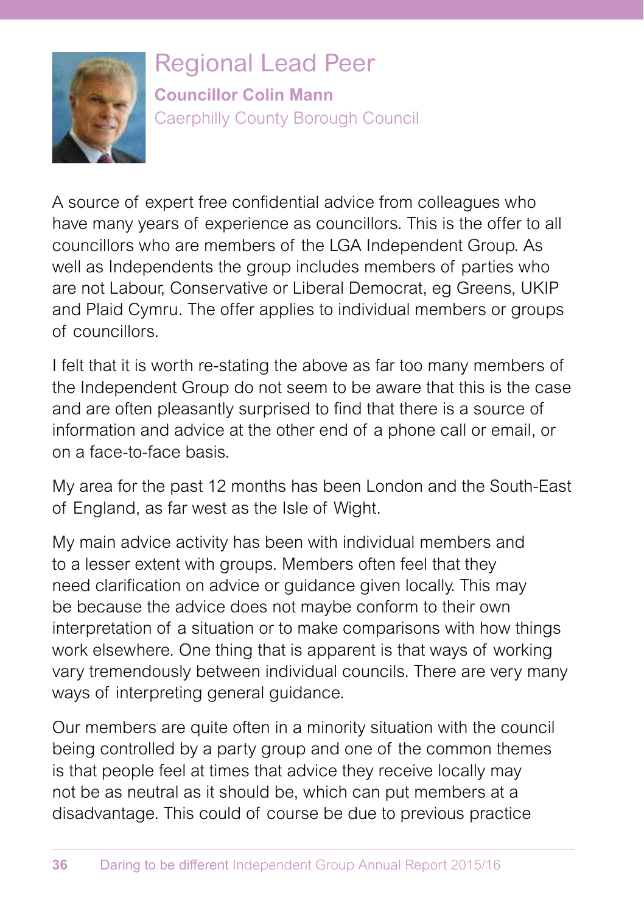## Regional Lead Peer

**Councillor Colin Mann**

Caerphilly County Borough Council

A source of expert free confidential advice from colleagues who have many years of experience as councillors. This is the offer to all councillors who are members of the LGA Independent Group. As well as Independents the group includes members of parties who are not Labour, Conservative or Liberal Democrat, eg Greens, UKIP and Plaid Cymru. The offer applies to individual members or groups of councillors.

I felt that it is worth re-stating the above as far too many members of the Independent Group do not seem to be aware that this is the case and are often pleasantly surprised to find that there is a source of information and advice at the other end of a phone call or email, or on a face-to-face basis.

My area for the past 12 months has been London and the South-East of England, as far west as the Isle of Wight.

My main advice activity has been with individual members and to a lesser extent with groups. Members often feel that they need clarification on advice or guidance given locally. This may be because the advice does not maybe conform to their own interpretation of a situation or to make comparisons with how things work elsewhere. One thing that is apparent is that ways of working vary tremendously between individual councils. There are very many ways of interpreting general guidance.

Our members are quite often in a minority situation with the council being controlled by a party group and one of the common themes is that people feel at times that advice they receive locally may not be as neutral as it should be, which can put members at a disadvantage. This could of course be due to previous practice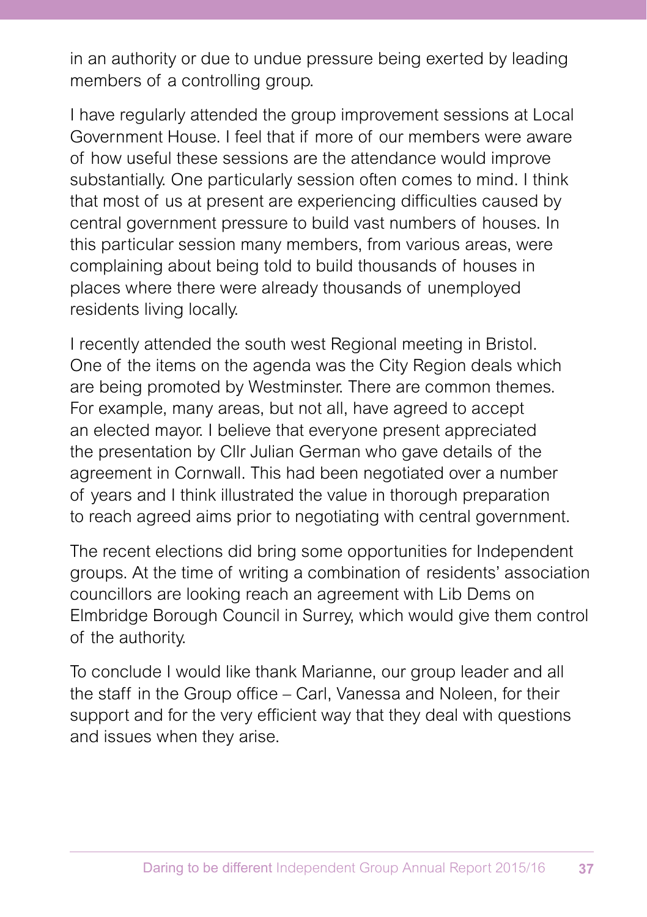in an authority or due to undue pressure being exerted by leading members of a controlling group.

I have regularly attended the group improvement sessions at Local Government House. I feel that if more of our members were aware of how useful these sessions are the attendance would improve substantially. One particularly session often comes to mind. I think that most of us at present are experiencing difficulties caused by central government pressure to build vast numbers of houses. In this particular session many members, from various areas, were complaining about being told to build thousands of houses in places where there were already thousands of unemployed residents living locally.

I recently attended the south west Regional meeting in Bristol. One of the items on the agenda was the City Region deals which are being promoted by Westminster. There are common themes. For example, many areas, but not all, have agreed to accept an elected mayor. I believe that everyone present appreciated the presentation by Cllr Julian German who gave details of the agreement in Cornwall. This had been negotiated over a number of years and I think illustrated the value in thorough preparation to reach agreed aims prior to negotiating with central government.

The recent elections did bring some opportunities for Independent groups. At the time of writing a combination of residents' association councillors are looking reach an agreement with Lib Dems on Elmbridge Borough Council in Surrey, which would give them control of the authority.

To conclude I would like thank Marianne, our group leader and all the staff in the Group office – Carl, Vanessa and Noleen, for their support and for the very efficient way that they deal with questions and issues when they arise.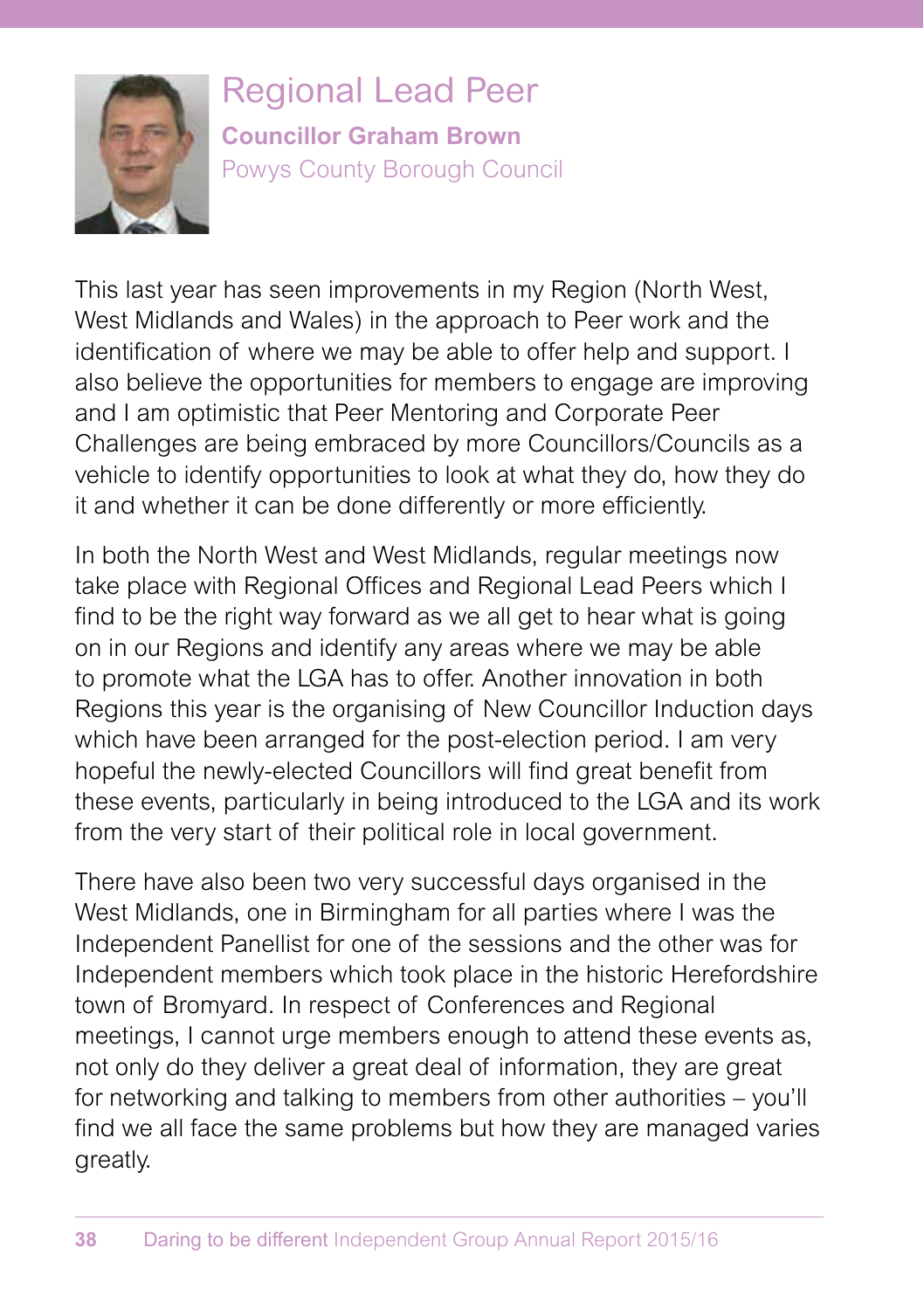# Regional Lead Peer

**Councillor Graham Brown**

Powys County Borough Council

This last year has seen improvements in my Region (North West, West Midlands and Wales) in the approach to Peer work and the identification of where we may be able to offer help and support. I also believe the opportunities for members to engage are improving and I am optimistic that Peer Mentoring and Corporate Peer Challenges are being embraced by more Councillors/Councils as a vehicle to identify opportunities to look at what they do, how they do it and whether it can be done differently or more efficiently.

In both the North West and West Midlands, regular meetings now take place with Regional Offices and Regional Lead Peers which I find to be the right way forward as we all get to hear what is going on in our Regions and identify any areas where we may be able to promote what the LGA has to offer. Another innovation in both Regions this year is the organising of New Councillor Induction days which have been arranged for the post-election period. I am very hopeful the newly-elected Councillors will find great benefit from these events, particularly in being introduced to the LGA and its work from the very start of their political role in local government.

There have also been two very successful days organised in the West Midlands, one in Birmingham for all parties where I was the Independent Panellist for one of the sessions and the other was for Independent members which took place in the historic Herefordshire town of Bromyard. In respect of Conferences and Regional meetings, I cannot urge members enough to attend these events as, not only do they deliver a great deal of information, they are great for networking and talking to members from other authorities – you'll find we all face the same problems but how they are managed varies greatly.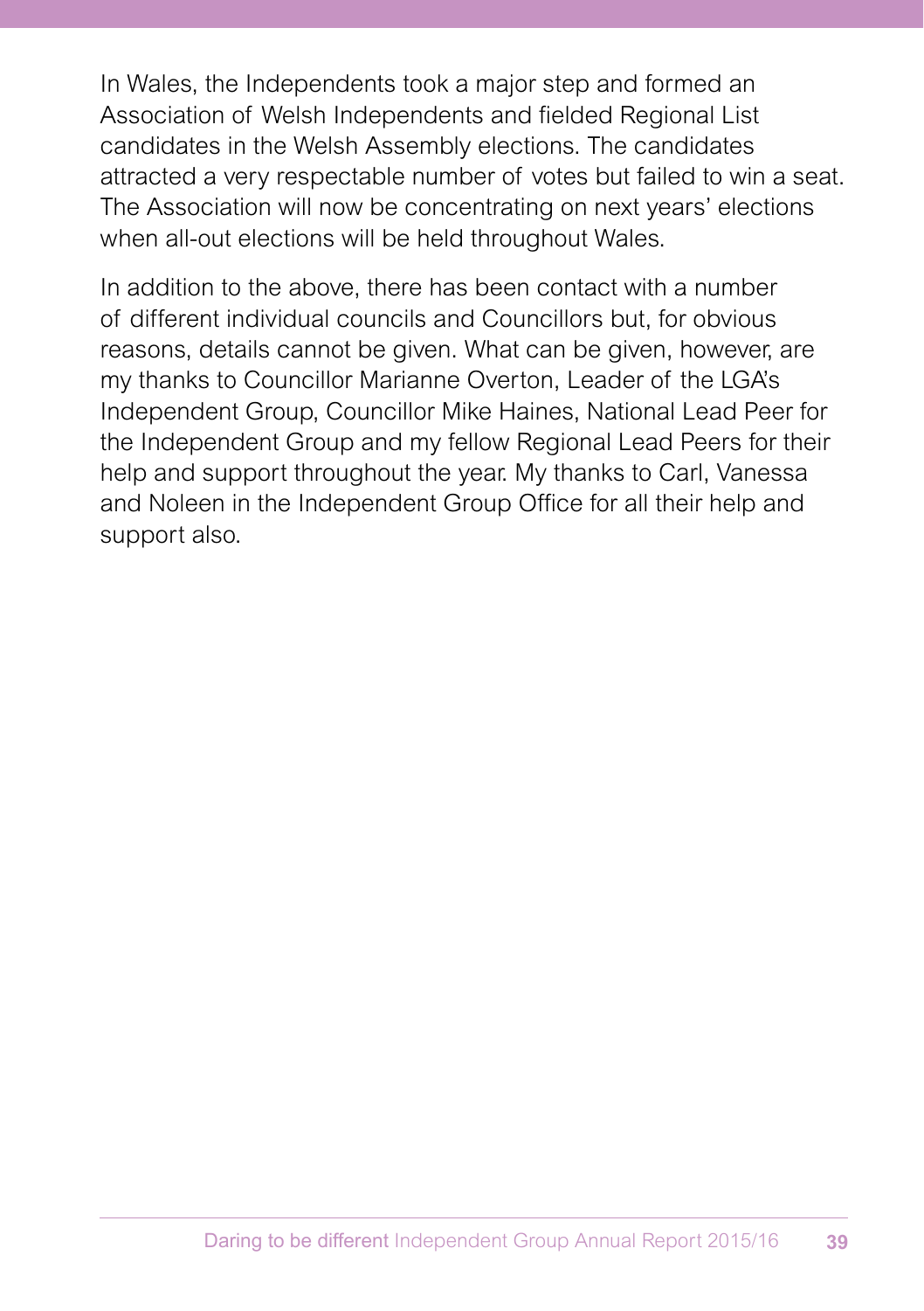In Wales, the Independents took a major step and formed an Association of Welsh Independents and fielded Regional List candidates in the Welsh Assembly elections. The candidates attracted a very respectable number of votes but failed to win a seat. The Association will now be concentrating on next years' elections when all-out elections will be held throughout Wales.

In addition to the above, there has been contact with a number of different individual councils and Councillors but, for obvious reasons, details cannot be given. What can be given, however, are my thanks to Councillor Marianne Overton, Leader of the LGA's Independent Group, Councillor Mike Haines, National Lead Peer for the Independent Group and my fellow Regional Lead Peers for their help and support throughout the year. My thanks to Carl, Vanessa and Noleen in the Independent Group Office for all their help and support also.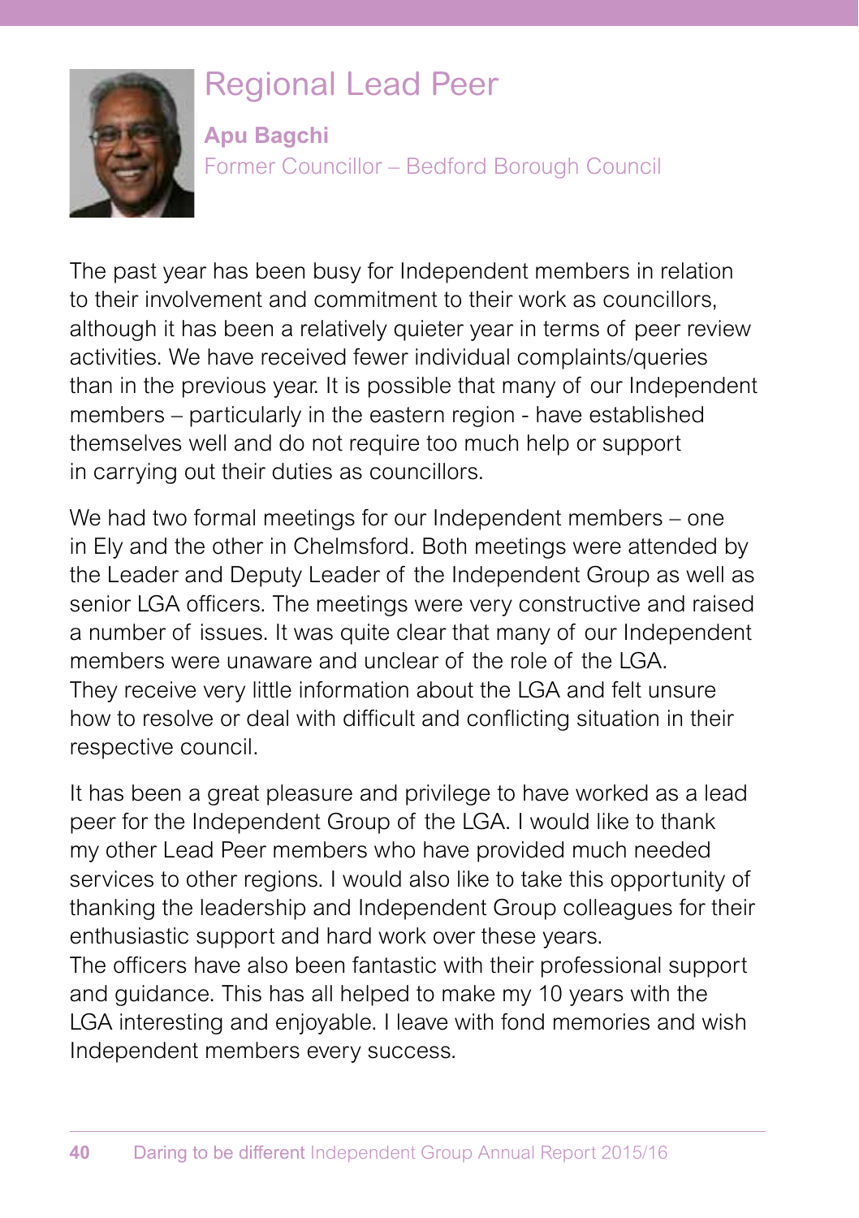# Regional Lead Peer

**Apu Bagchi**

Former Councillor – Bedford Borough Council

The past year has been busy for Independent members in relation to their involvement and commitment to their work as councillors, although it has been a relatively quieter year in terms of peer review activities. We have received fewer individual complaints/queries than in the previous year. It is possible that many of our Independent members – particularly in the eastern region - have established themselves well and do not require too much help or support in carrying out their duties as councillors.

We had two formal meetings for our Independent members – one in Ely and the other in Chelmsford. Both meetings were attended by the Leader and Deputy Leader of the Independent Group as well as senior LGA officers. The meetings were very constructive and raised a number of issues. It was quite clear that many of our Independent members were unaware and unclear of the role of the LGA. They receive very little information about the LGA and felt unsure how to resolve or deal with difficult and conflicting situation in their respective council.

It has been a great pleasure and privilege to have worked as a lead peer for the Independent Group of the LGA. I would like to thank my other Lead Peer members who have provided much needed services to other regions. I would also like to take this opportunity of thanking the leadership and Independent Group colleagues for their enthusiastic support and hard work over these years. The officers have also been fantastic with their professional support and guidance. This has all helped to make my 10 years with the LGA interesting and enjoyable. I leave with fond memories and wish Independent members every success.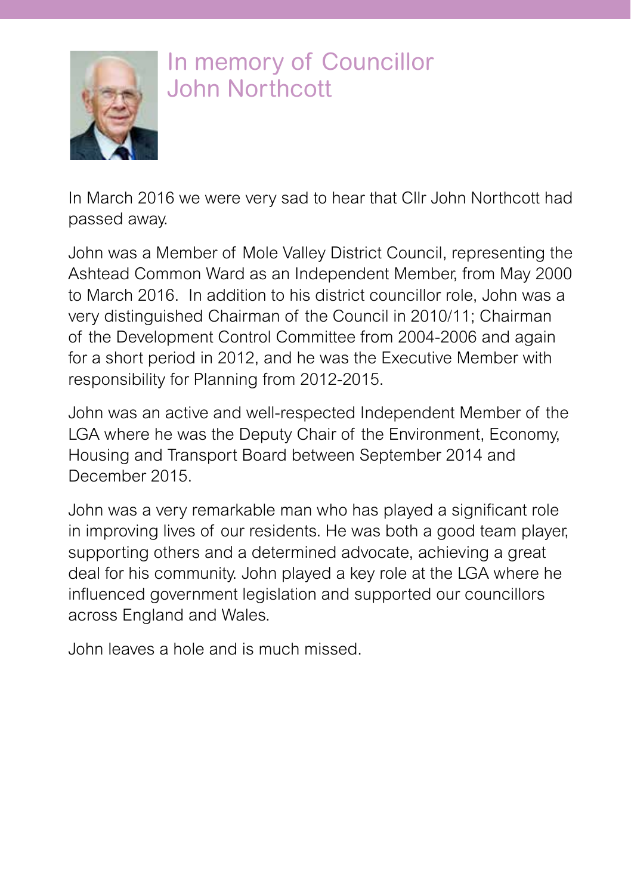# In memory of Councillor John Northcott

In March 2016 we were very sad to hear that Cllr John Northcott had passed away.

John was a Member of Mole Valley District Council, representing the Ashtead Common Ward as an Independent Member, from May 2000 to March 2016. In addition to his district councillor role, John was a very distinguished Chairman of the Council in 2010/11; Chairman of the Development Control Committee from 2004-2006 and again for a short period in 2012, and he was the Executive Member with responsibility for Planning from 2012-2015.

John was an active and well-respected Independent Member of the LGA where he was the Deputy Chair of the Environment, Economy, Housing and Transport Board between September 2014 and December 2015.

John was a very remarkable man who has played a significant role in improving lives of our residents. He was both a good team player, supporting others and a determined advocate, achieving a great deal for his community. John played a key role at the LGA where he influenced government legislation and supported our councillors across England and Wales.

John leaves a hole and is much missed.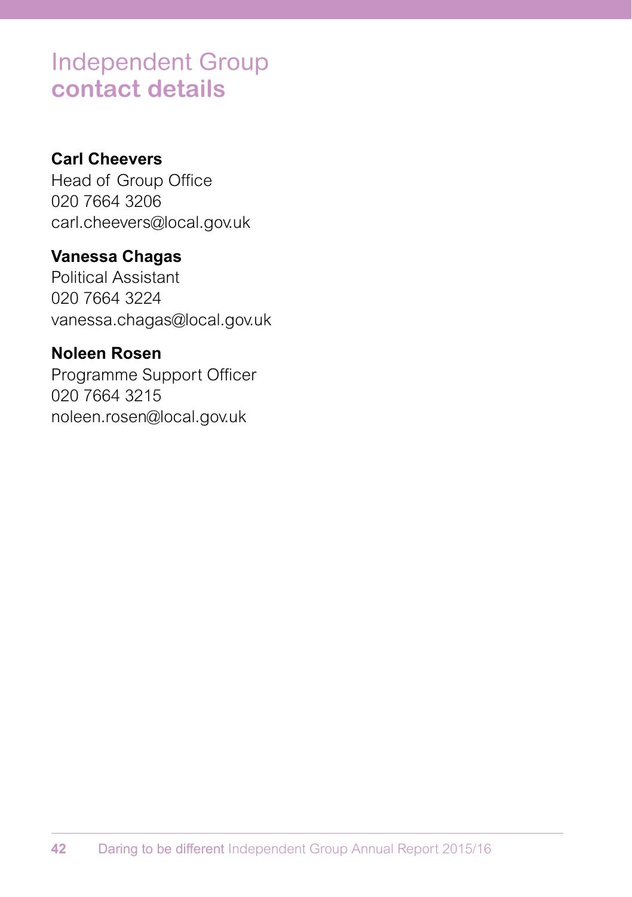# Independent Group **contact details**

**Carl Cheevers**
Head of Group Office
020 7664 3206
carl.cheevers@local.gov.uk

**Vanessa Chagas**
Political Assistant
020 7664 3224
vanessa.chagas@local.gov.uk

**Noleen Rosen**
Programme Support Officer
020 7664 3215
noleen.rosen@local.gov.uk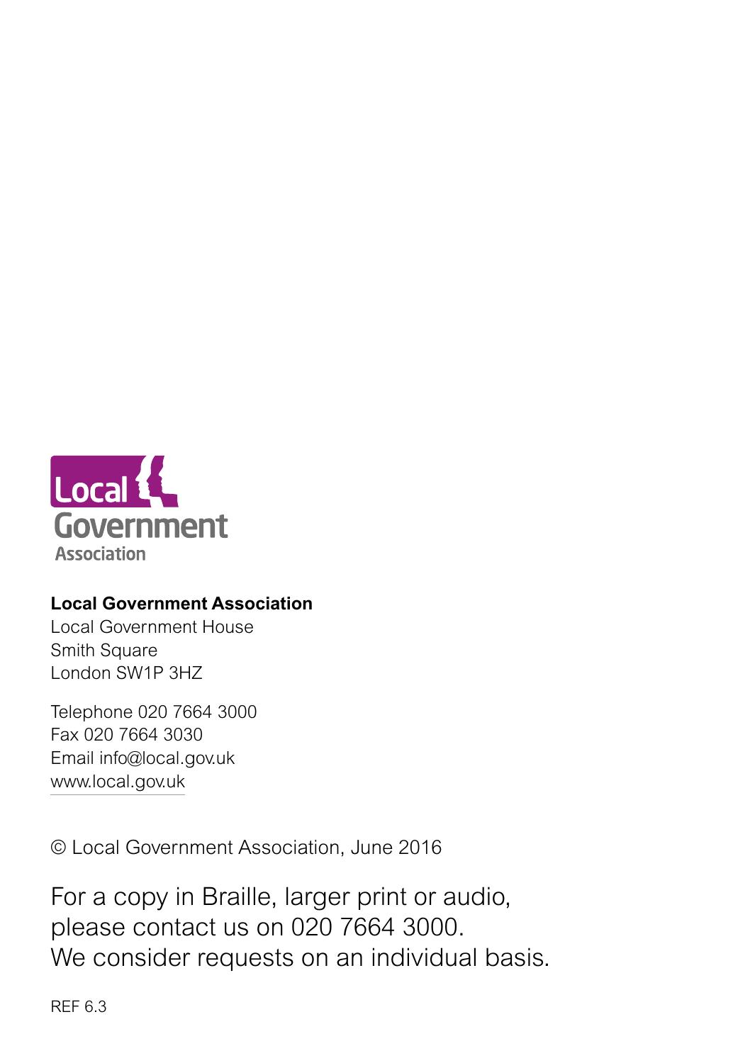Local Government Association

**Local Government Association**
Local Government House
Smith Square
London SW1P 3HZ

Telephone 020 7664 3000
Fax 020 7664 3030
Email info@local.gov.uk
www.local.gov.uk

© Local Government Association, June 2016

For a copy in Braille, larger print or audio, please contact us on 020 7664 3000. We consider requests on an individual basis.

REF 6.3